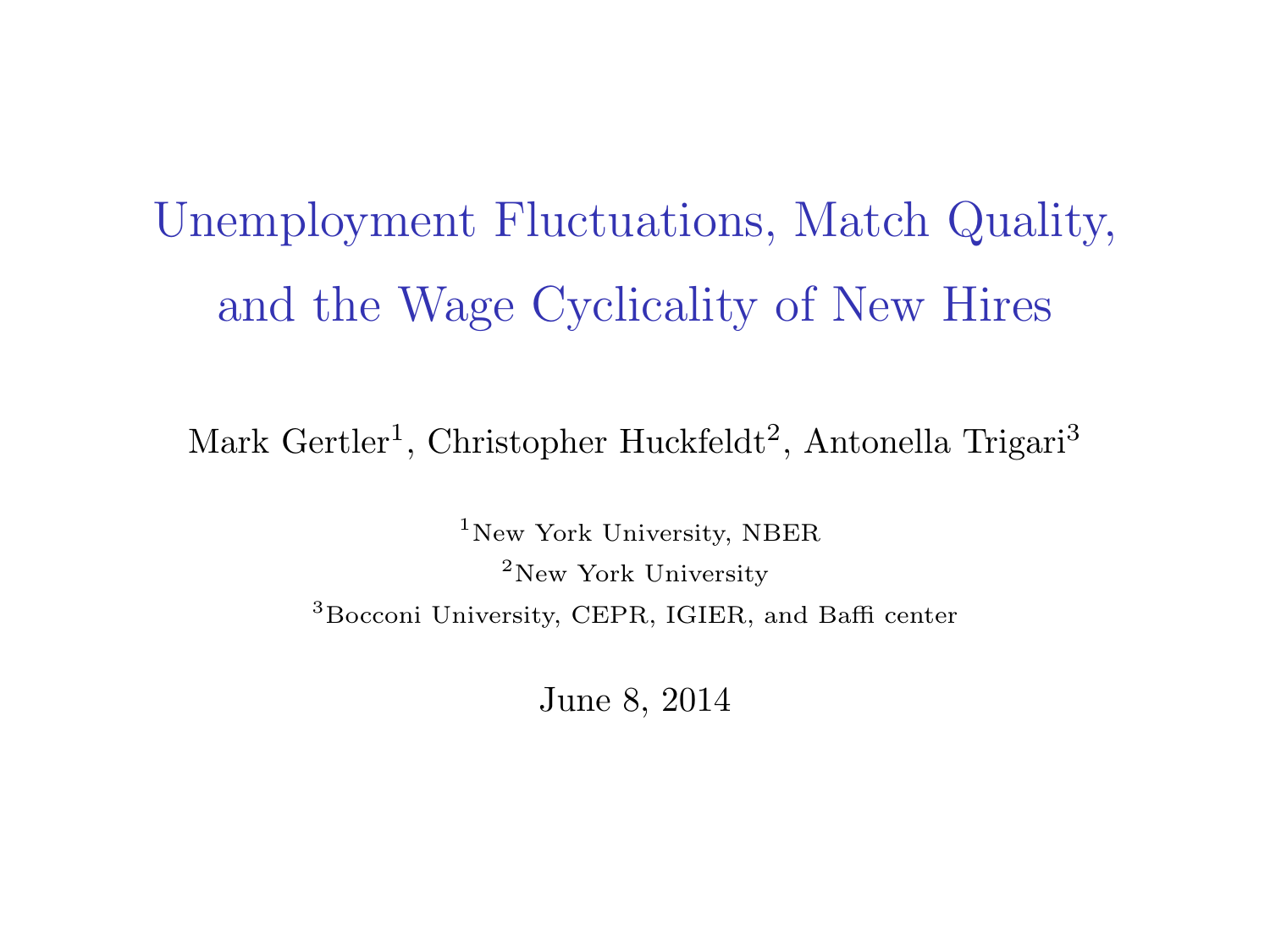# Unemployment Fluctuations, Match Quality, and the Wage Cyclicality of New Hires

Mark Gertler[1], Christopher Huckfeldt[2], Antonella Trigari[3]

[1]New York University, NBER

[2]New York University

[3]Bocconi University, CEPR, IGIER, and Baffi center

June 8, 2014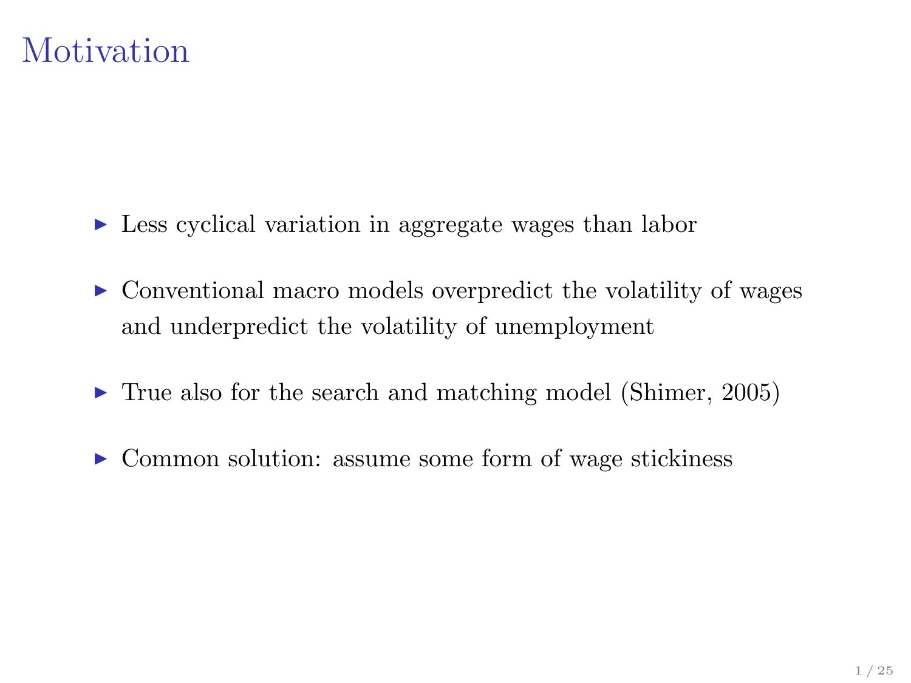# Motivation

- Less cyclical variation in aggregate wages than labor
- Conventional macro models overpredict the volatility of wages and underpredict the volatility of unemployment
- True also for the search and matching model (Shimer, 2005)
- Common solution: assume some form of wage stickiness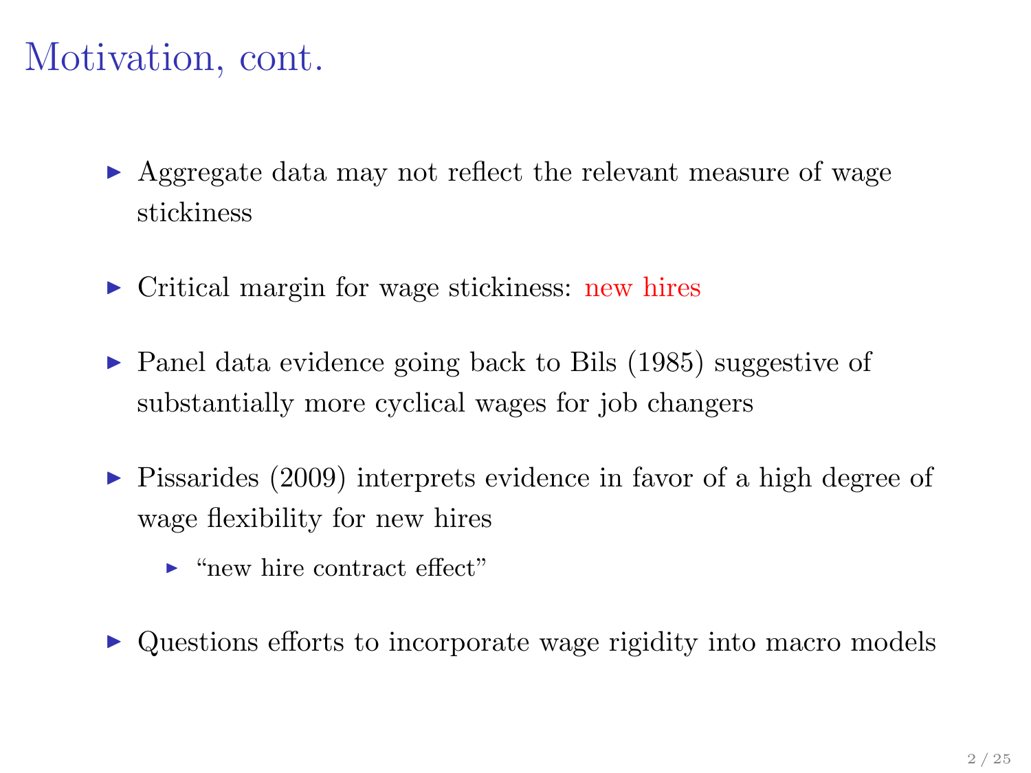# Motivation, cont.

- Aggregate data may not reflect the relevant measure of wage stickiness
- Critical margin for wage stickiness: new hires
- Panel data evidence going back to Bils (1985) suggestive of substantially more cyclical wages for job changers
- Pissarides (2009) interprets evidence in favor of a high degree of wage flexibility for new hires
  - "new hire contract effect"
- Questions efforts to incorporate wage rigidity into macro models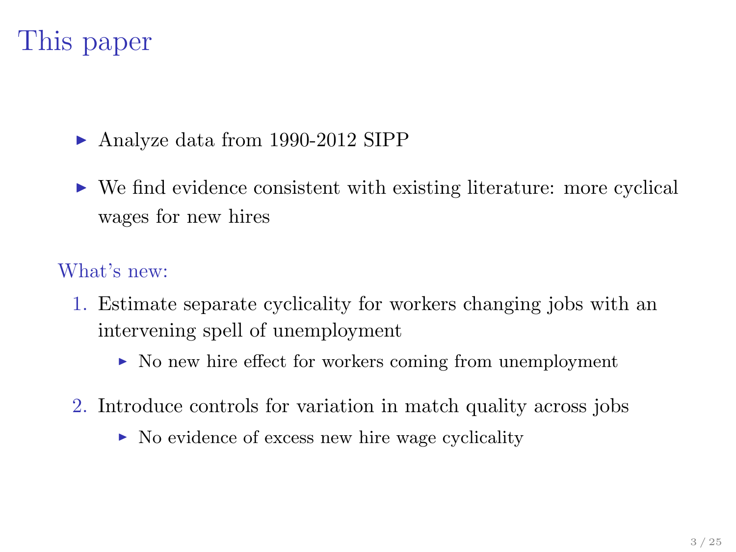# This paper

- Analyze data from 1990-2012 SIPP
- We find evidence consistent with existing literature: more cyclical wages for new hires

What's new:

1. Estimate separate cyclicality for workers changing jobs with an intervening spell of unemployment
   - No new hire effect for workers coming from unemployment
2. Introduce controls for variation in match quality across jobs
   - No evidence of excess new hire wage cyclicality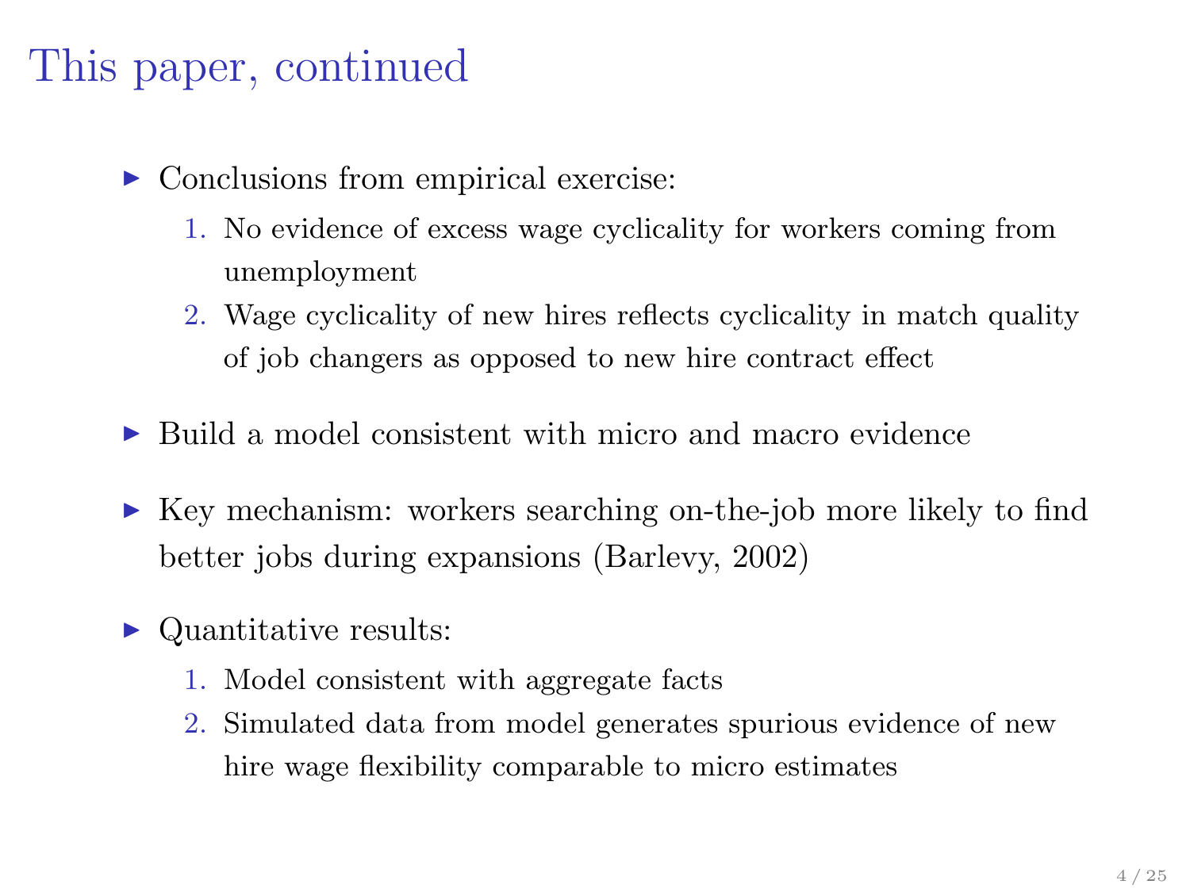# This paper, continued

- Conclusions from empirical exercise:
  1. No evidence of excess wage cyclicality for workers coming from unemployment
  2. Wage cyclicality of new hires reflects cyclicality in match quality of job changers as opposed to new hire contract effect
- Build a model consistent with micro and macro evidence
- Key mechanism: workers searching on-the-job more likely to find better jobs during expansions (Barlevy, 2002)
- Quantitative results:
  1. Model consistent with aggregate facts
  2. Simulated data from model generates spurious evidence of new hire wage flexibility comparable to micro estimates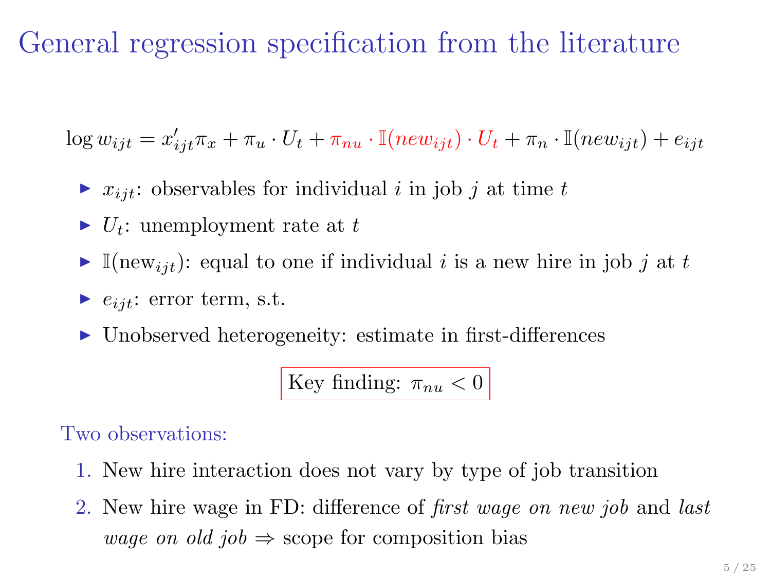# General regression specification from the literature

$$\log w_{ijt} = x'_{ijt}\pi_x + \pi_u \cdot U_t + \pi_{nu} \cdot \mathbb{I}(new_{ijt}) \cdot U_t + \pi_n \cdot \mathbb{I}(new_{ijt}) + e_{ijt}$$

- $x_{ijt}$: observables for individual $i$ in job $j$ at time $t$
- $U_t$: unemployment rate at $t$
- $\mathbb{I}(\text{new}_{ijt})$: equal to one if individual $i$ is a new hire in job $j$ at $t$
- $e_{ijt}$: error term, s.t.
- Unobserved heterogeneity: estimate in first-differences

**Key finding: $\pi_{nu} < 0$**

Two observations:

1. New hire interaction does not vary by type of job transition
2. New hire wage in FD: difference of *first wage on new job* and *last wage on old job* $\Rightarrow$ scope for composition bias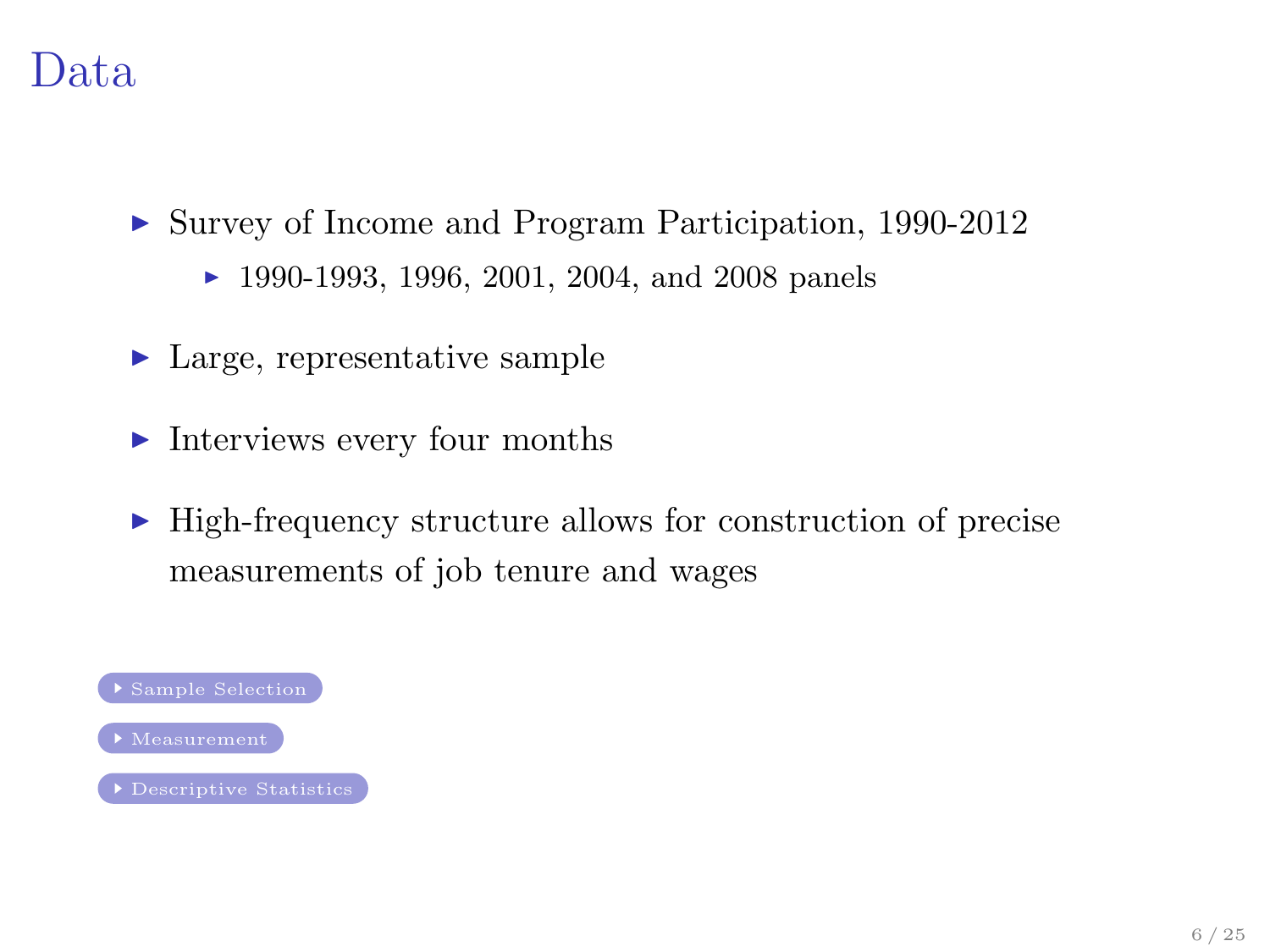# Data

- Survey of Income and Program Participation, 1990-2012
  - 1990-1993, 1996, 2001, 2004, and 2008 panels
- Large, representative sample
- Interviews every four months
- High-frequency structure allows for construction of precise measurements of job tenure and wages

▸ Sample Selection

▸ Measurement

▸ Descriptive Statistics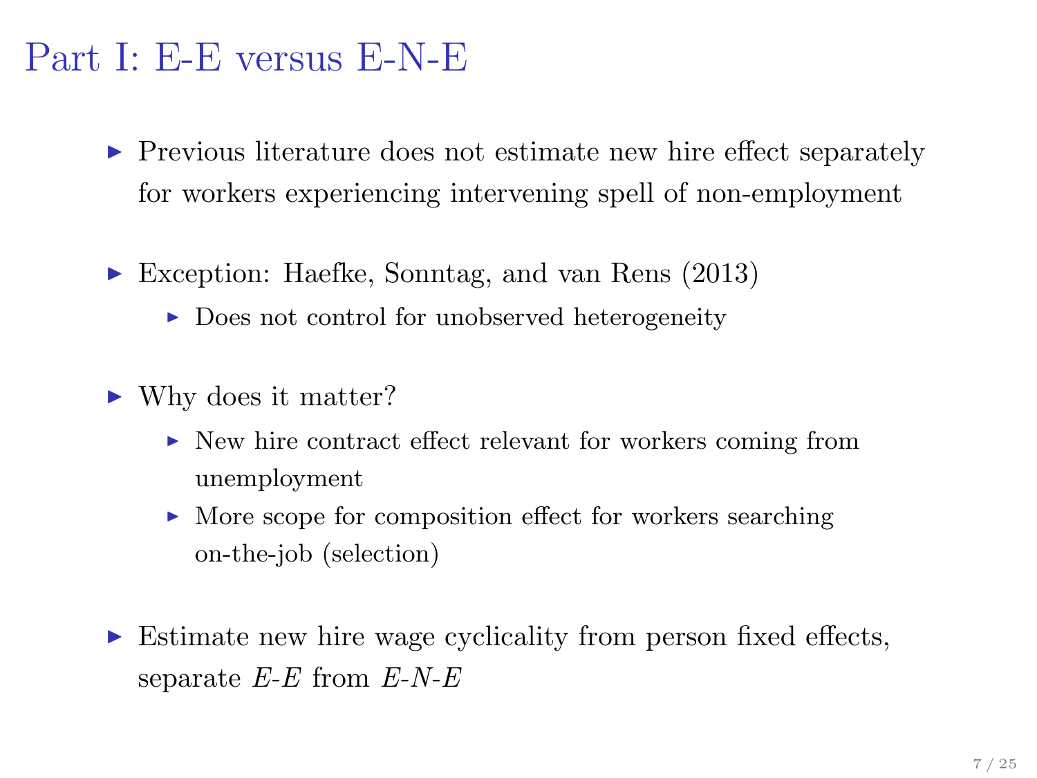# Part I: E-E versus E-N-E

- Previous literature does not estimate new hire effect separately for workers experiencing intervening spell of non-employment
- Exception: Haefke, Sonntag, and van Rens (2013)
  - Does not control for unobserved heterogeneity
- Why does it matter?
  - New hire contract effect relevant for workers coming from unemployment
  - More scope for composition effect for workers searching on-the-job (selection)
- Estimate new hire wage cyclicality from person fixed effects, separate *E-E* from *E-N-E*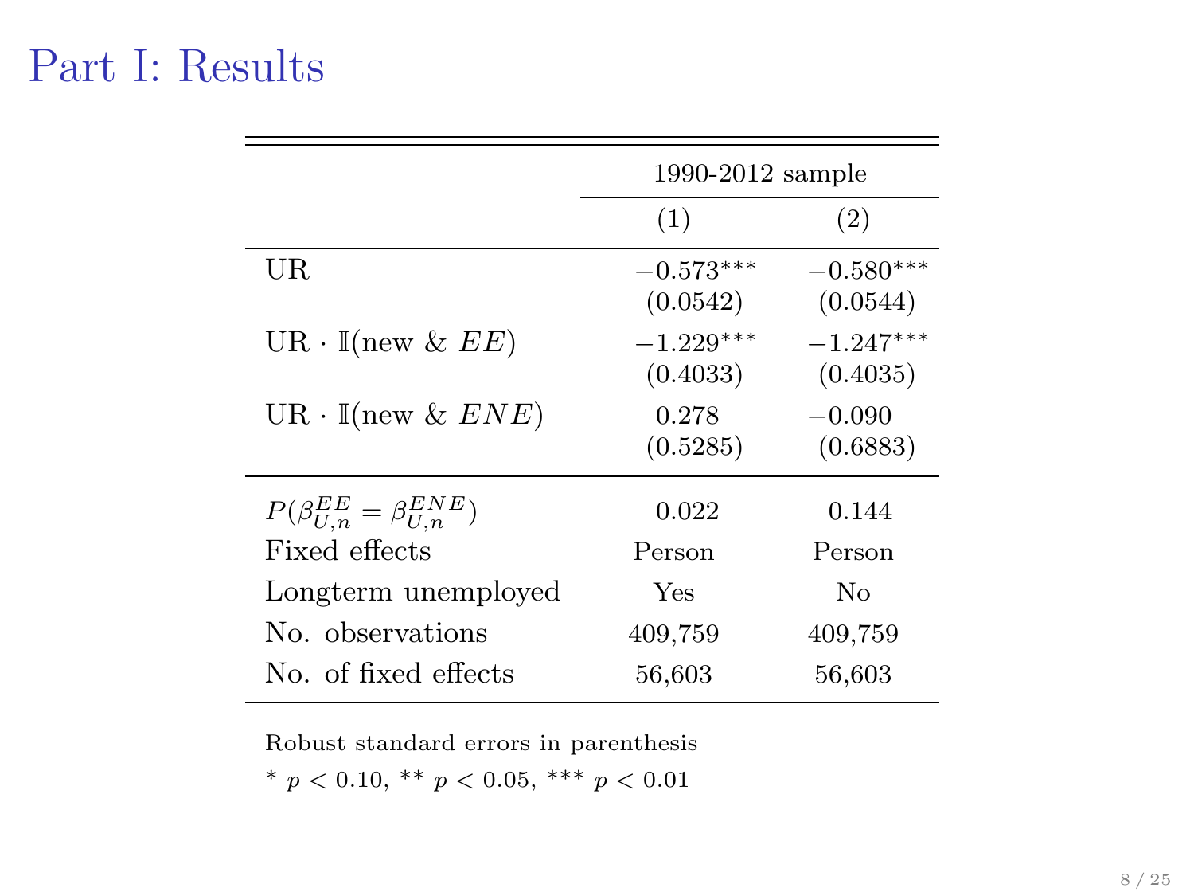# Part I: Results

| | 1990-2012 sample | |
|---|---|---|
| | (1) | (2) |
| UR | $-0.573^{***}$ | $-0.580^{***}$ |
| | (0.0542) | (0.0544) |
| UR $\cdot$ $\mathbb{I}$(new & $EE$) | $-1.229^{***}$ | $-1.247^{***}$ |
| | (0.4033) | (0.4035) |
| UR $\cdot$ $\mathbb{I}$(new & $ENE$) | 0.278 | $-0.090$ |
| | (0.5285) | (0.6883) |
| $P(\beta^{EE}_{U,n} = \beta^{ENE}_{U,n})$ | 0.022 | 0.144 |
| Fixed effects | Person | Person |
| Longterm unemployed | Yes | No |
| No. observations | 409,759 | 409,759 |
| No. of fixed effects | 56,603 | 56,603 |

Robust standard errors in parenthesis

* $p < 0.10$, ** $p < 0.05$, *** $p < 0.01$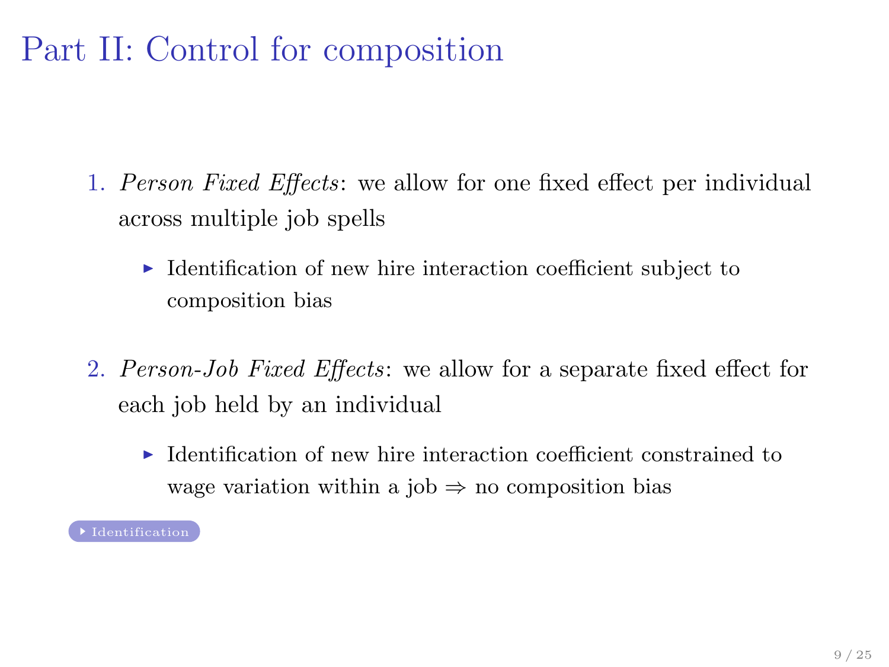# Part II: Control for composition

1. *Person Fixed Effects*: we allow for one fixed effect per individual across multiple job spells
   - Identification of new hire interaction coefficient subject to composition bias

2. *Person-Job Fixed Effects*: we allow for a separate fixed effect for each job held by an individual
   - Identification of new hire interaction coefficient constrained to wage variation within a job $\Rightarrow$ no composition bias

Identification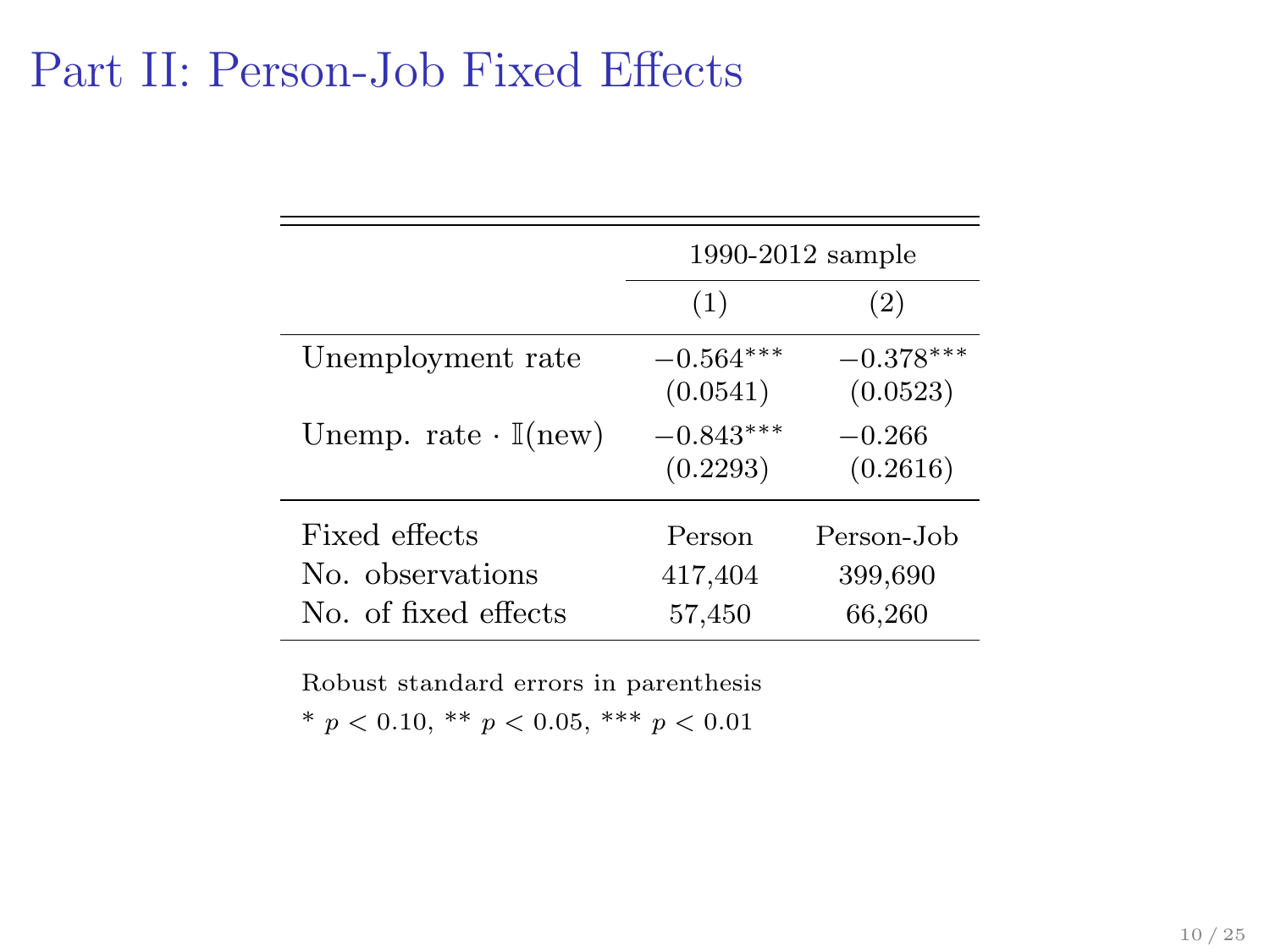# Part II: Person-Job Fixed Effects

| | 1990-2012 sample | |
|---|---|---|
| | (1) | (2) |
| Unemployment rate | $-0.564^{***}$ | $-0.378^{***}$ |
| | (0.0541) | (0.0523) |
| Unemp. rate $\cdot$ $\mathbb{I}$(new) | $-0.843^{***}$ | $-0.266$ |
| | (0.2293) | (0.2616) |
| Fixed effects | Person | Person-Job |
| No. observations | 417,404 | 399,690 |
| No. of fixed effects | 57,450 | 66,260 |

Robust standard errors in parenthesis

* $p < 0.10$, ** $p < 0.05$, *** $p < 0.01$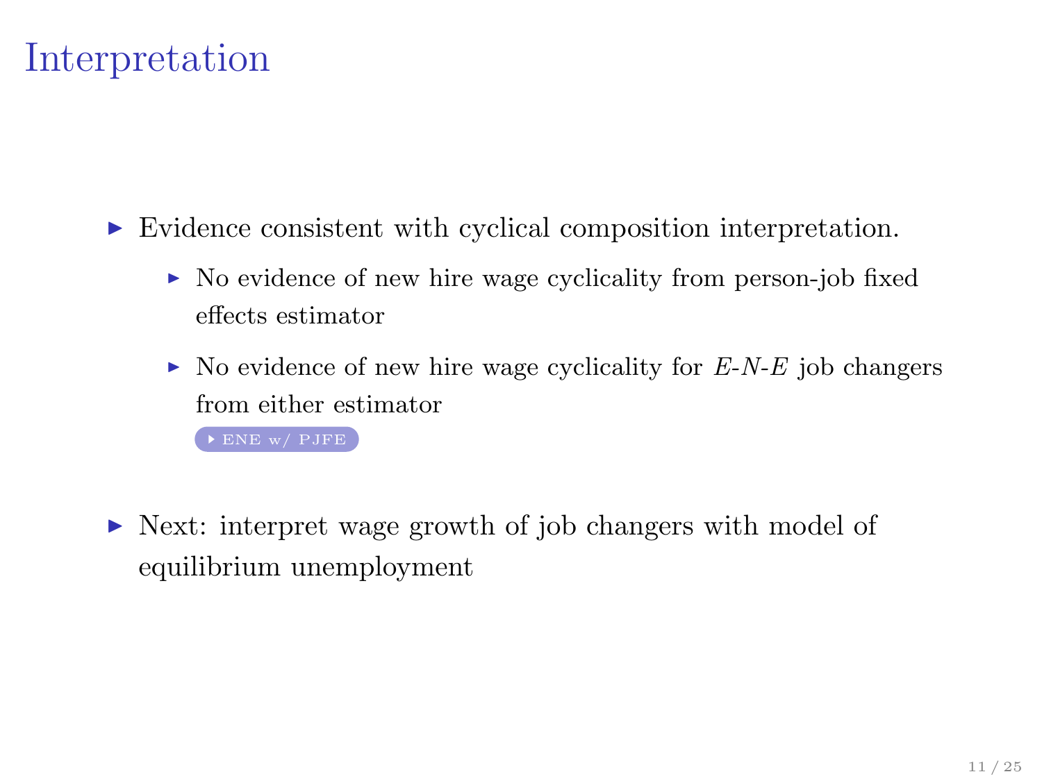# Interpretation

- Evidence consistent with cyclical composition interpretation.
  - No evidence of new hire wage cyclicality from person-job fixed effects estimator
  - No evidence of new hire wage cyclicality for *E*-*N*-*E* job changers from either estimator
    
    ENE w/ PJFE

- Next: interpret wage growth of job changers with model of equilibrium unemployment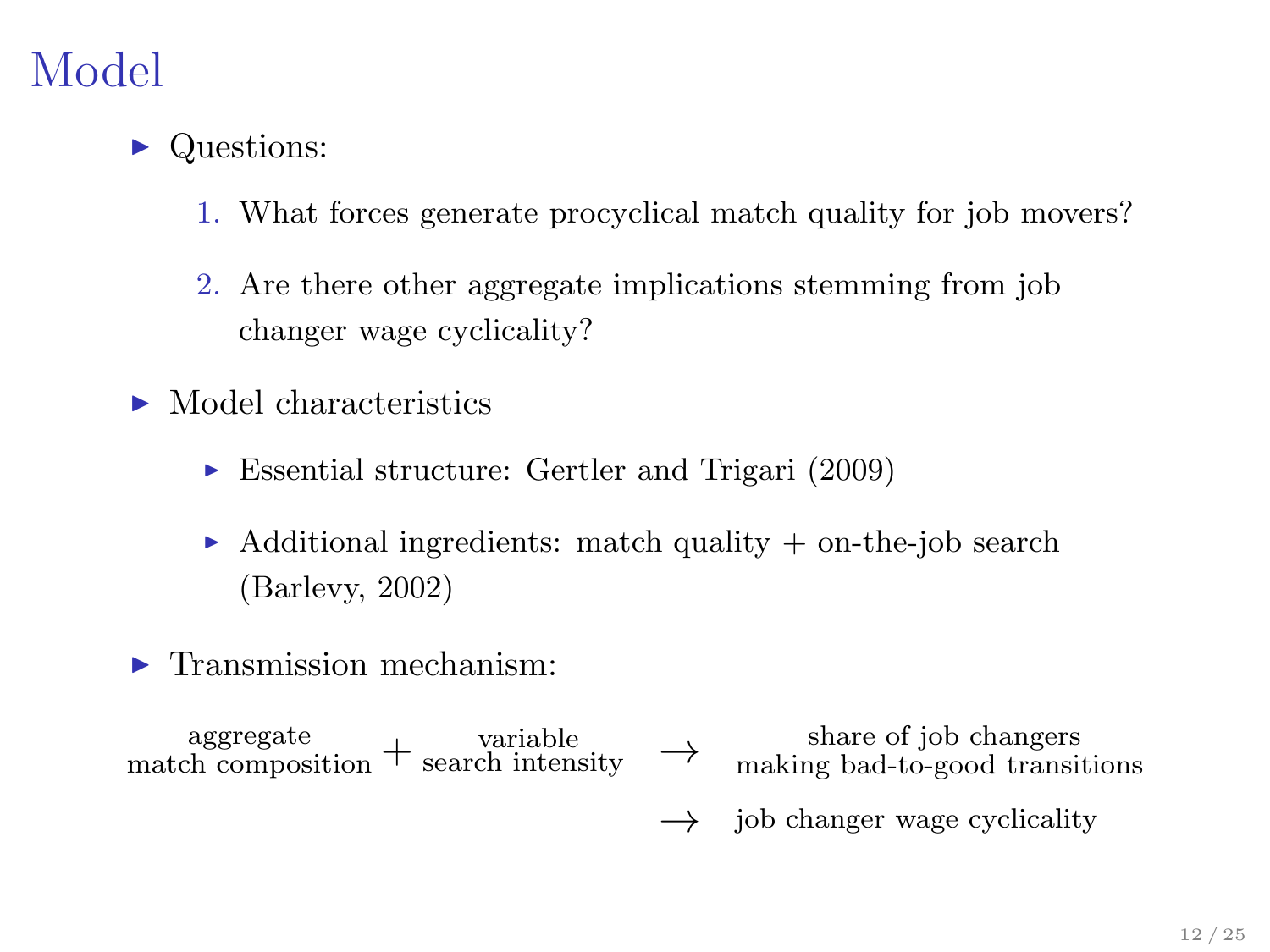# Model

- Questions:
  1. What forces generate procyclical match quality for job movers?
  2. Are there other aggregate implications stemming from job changer wage cyclicality?
- Model characteristics
  - Essential structure: Gertler and Trigari (2009)
  - Additional ingredients: match quality + on-the-job search (Barlevy, 2002)
- Transmission mechanism:

aggregate match composition + variable search intensity → share of job changers making bad-to-good transitions

→ job changer wage cyclicality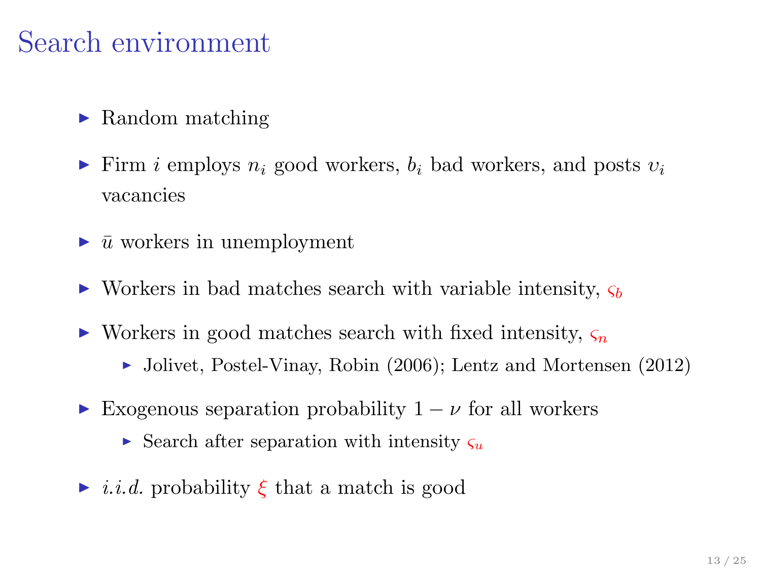# Search environment

- Random matching
- Firm $i$ employs $n_i$ good workers, $b_i$ bad workers, and posts $\upsilon_i$ vacancies
- $\bar{u}$ workers in unemployment
- Workers in bad matches search with variable intensity, $\varsigma_b$
- Workers in good matches search with fixed intensity, $\varsigma_n$
  - Jolivet, Postel-Vinay, Robin (2006); Lentz and Mortensen (2012)
- Exogenous separation probability $1 - \nu$ for all workers
  - Search after separation with intensity $\varsigma_u$
- *i.i.d.* probability $\xi$ that a match is good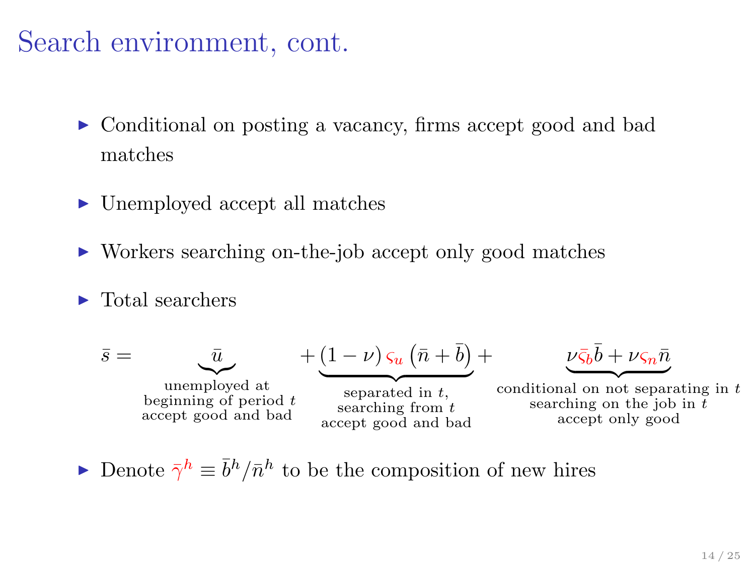# Search environment, cont.

- Conditional on posting a vacancy, firms accept good and bad matches
- Unemployed accept all matches
- Workers searching on-the-job accept only good matches
- Total searchers

$$\bar{s} = \underbrace{\bar{u}}_{\substack{\text{unemployed at} \\ \text{beginning of period } t \\ \text{accept good and bad}}} + \underbrace{(1-\nu)\,\varsigma_u\left(\bar{n}+\bar{b}\right)}_{\substack{\text{separated in } t, \\ \text{searching from } t \\ \text{accept good and bad}}} + \underbrace{\nu\bar{\varsigma}_b\bar{b} + \nu\varsigma_n\bar{n}}_{\substack{\text{conditional on not separating in } t \\ \text{searching on the job in } t \\ \text{accept only good}}}$$

- Denote $\bar{\gamma}^h \equiv \bar{b}^h/\bar{n}^h$ to be the composition of new hires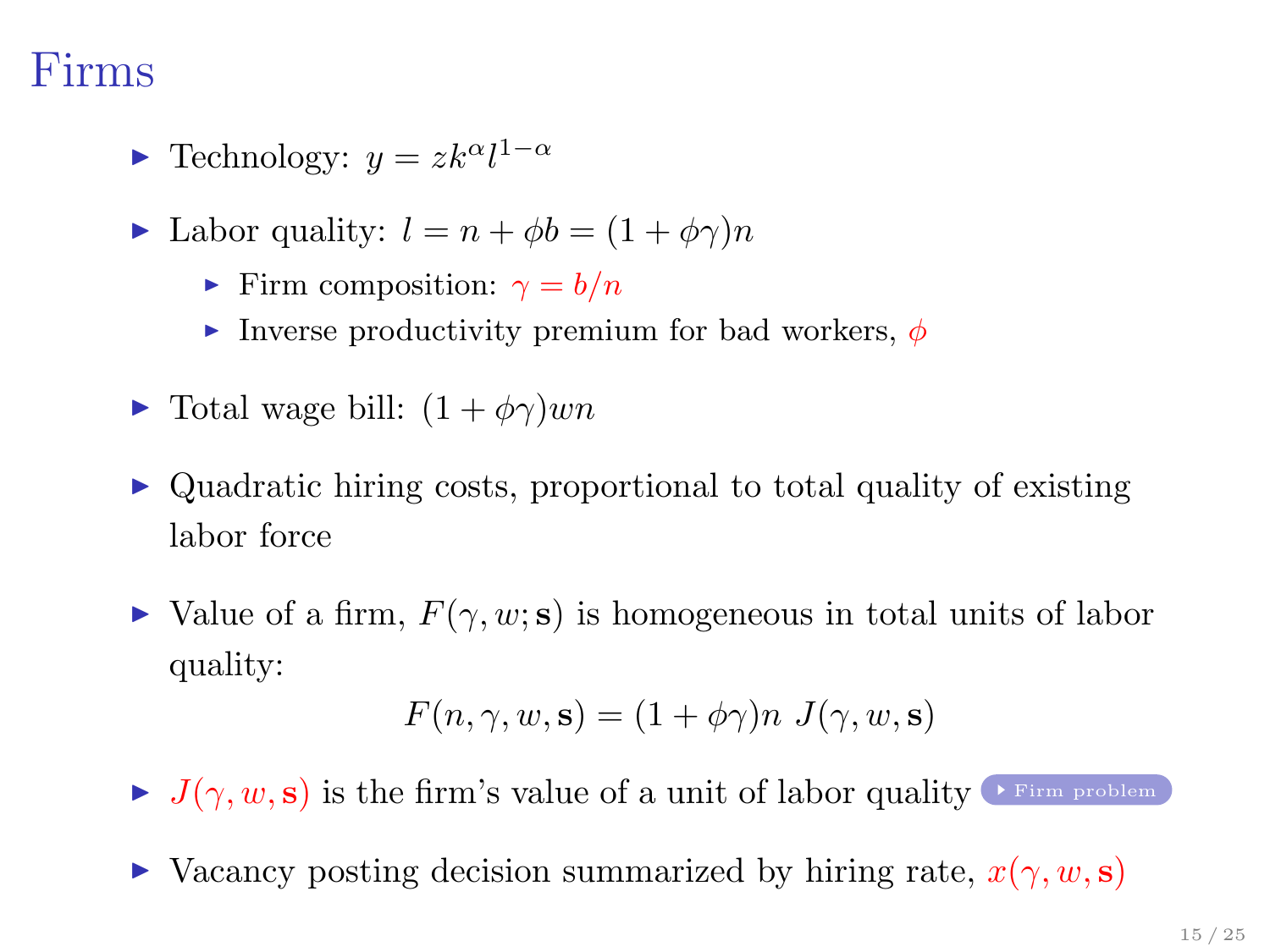# Firms

- Technology: $y = zk^{\alpha} l^{1-\alpha}$
- Labor quality: $l = n + \phi b = (1 + \phi\gamma)n$
  - Firm composition: $\gamma = b/n$
  - Inverse productivity premium for bad workers, $\phi$
- Total wage bill: $(1 + \phi\gamma)wn$
- Quadratic hiring costs, proportional to total quality of existing labor force
- Value of a firm, $F(\gamma, w; \mathbf{s})$ is homogeneous in total units of labor quality:

$$F(n, \gamma, w, \mathbf{s}) = (1 + \phi\gamma)n \; J(\gamma, w, \mathbf{s})$$

- $J(\gamma, w, \mathbf{s})$ is the firm's value of a unit of labor quality [Firm problem]
- Vacancy posting decision summarized by hiring rate, $x(\gamma, w, \mathbf{s})$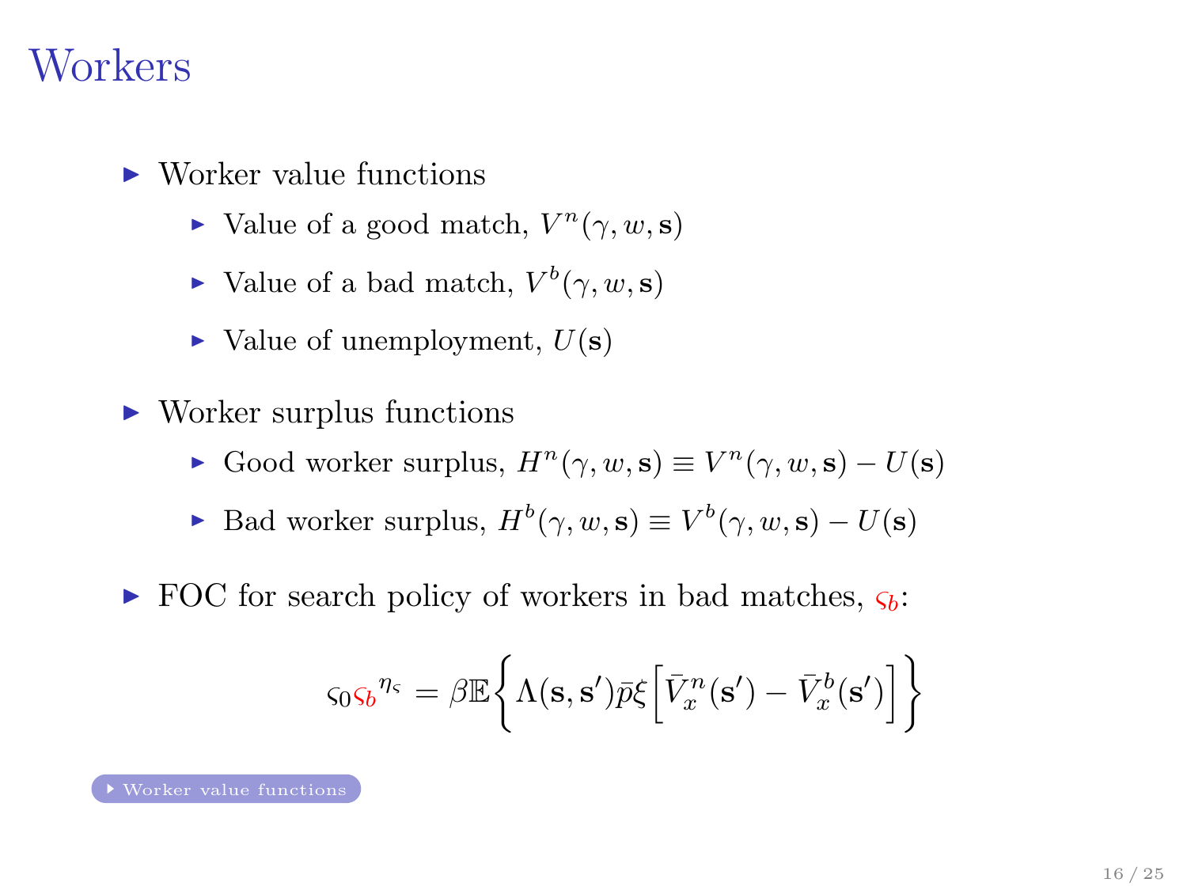# Workers

- Worker value functions
  - Value of a good match, $V^n(\gamma, w, \mathbf{s})$
  - Value of a bad match, $V^b(\gamma, w, \mathbf{s})$
  - Value of unemployment, $U(\mathbf{s})$
- Worker surplus functions
  - Good worker surplus, $H^n(\gamma, w, \mathbf{s}) \equiv V^n(\gamma, w, \mathbf{s}) - U(\mathbf{s})$
  - Bad worker surplus, $H^b(\gamma, w, \mathbf{s}) \equiv V^b(\gamma, w, \mathbf{s}) - U(\mathbf{s})$
- FOC for search policy of workers in bad matches, $\varsigma_b$:

$$\varsigma_0 {\varsigma_b}^{\eta_\varsigma} = \beta \mathbb{E}\Big\{ \Lambda(\mathbf{s}, \mathbf{s}') \bar{p} \xi \Big[ \bar{V}_x^n(\mathbf{s}') - \bar{V}_x^b(\mathbf{s}') \Big] \Big\}$$

Worker value functions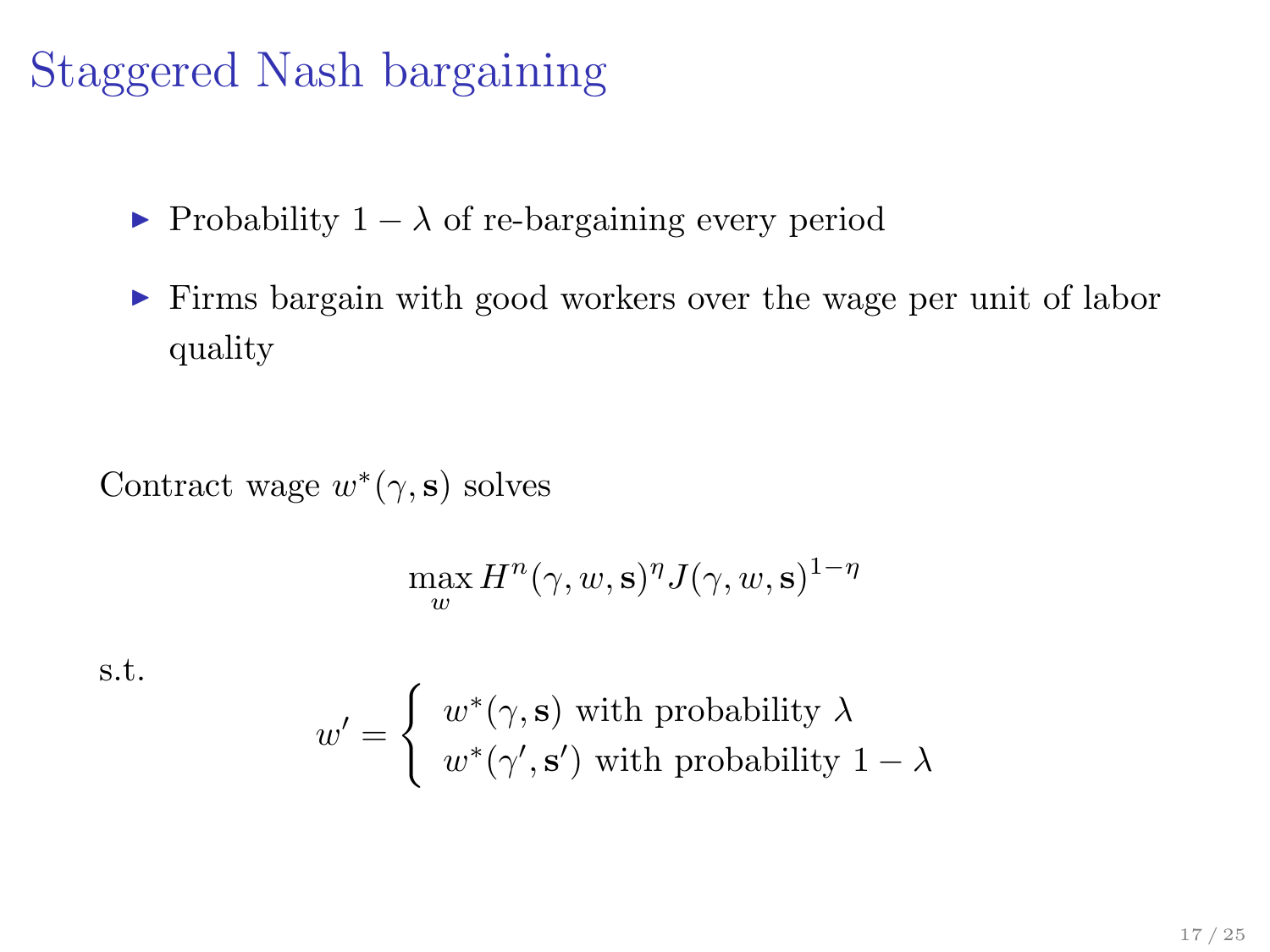# Staggered Nash bargaining

- Probability $1 - \lambda$ of re-bargaining every period
- Firms bargain with good workers over the wage per unit of labor quality

Contract wage $w^*(\gamma, \mathbf{s})$ solves

$$\max_{w} H^n(\gamma, w, \mathbf{s})^\eta J(\gamma, w, \mathbf{s})^{1-\eta}$$

s.t.

$$w' = \begin{cases} w^*(\gamma, \mathbf{s}) \text{ with probability } \lambda \\ w^*(\gamma', \mathbf{s}') \text{ with probability } 1 - \lambda \end{cases}$$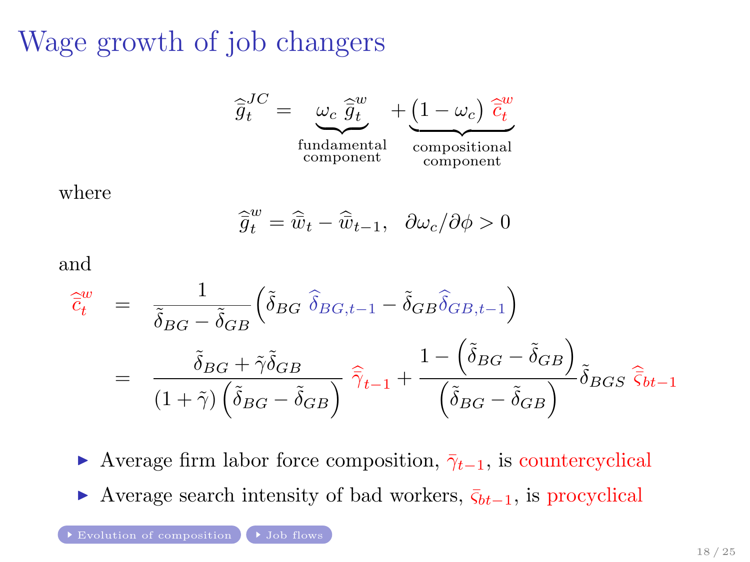# Wage growth of job changers

$$\widehat{\bar{g}}_t^{JC} = \underbrace{\omega_c \, \widehat{\bar{g}}_t^{w}}_{\substack{\text{fundamental} \\ \text{component}}} + \underbrace{\left(1 - \omega_c\right) \widehat{\bar{c}}_t^{w}}_{\substack{\text{compositional} \\ \text{component}}}$$

where

$$\widehat{\bar{g}}_t^{w} = \widehat{\bar{w}}_t - \widehat{\bar{w}}_{t-1}, \quad \partial \omega_c / \partial \phi > 0$$

and

$$\begin{aligned}
\widehat{\bar{c}}_t^{w} &= \frac{1}{\tilde{\delta}_{BG} - \tilde{\delta}_{GB}} \left( \tilde{\delta}_{BG} \, \widehat{\delta}_{BG,t-1} - \tilde{\delta}_{GB} \widehat{\delta}_{GB,t-1} \right) \\
&= \frac{\tilde{\delta}_{BG} + \tilde{\gamma} \tilde{\delta}_{GB}}{(1 + \tilde{\gamma}) \left( \tilde{\delta}_{BG} - \tilde{\delta}_{GB} \right)} \, \widehat{\bar{\gamma}}_{t-1} + \frac{1 - \left( \tilde{\delta}_{BG} - \tilde{\delta}_{GB} \right)}{\left( \tilde{\delta}_{BG} - \tilde{\delta}_{GB} \right)} \tilde{\delta}_{BGS} \, \widehat{\bar{\varsigma}}_{bt-1}
\end{aligned}$$

- Average firm labor force composition, $\bar{\gamma}_{t-1}$, is countercyclical
- Average search intensity of bad workers, $\bar{\varsigma}_{bt-1}$, is procyclical

Evolution of composition | Job flows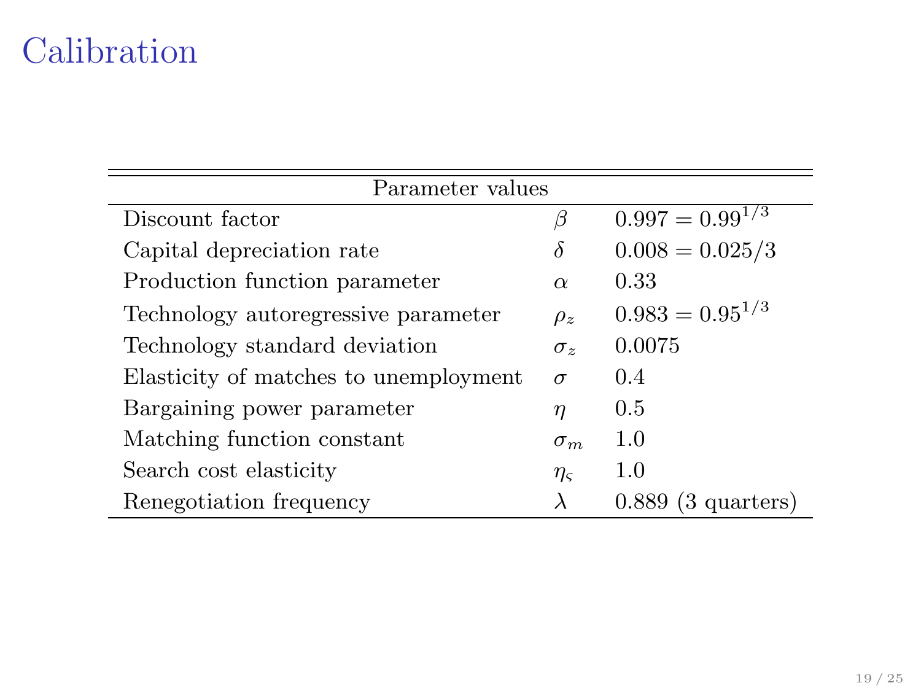# Calibration

| Parameter values | | |
|---|---|---|
| Discount factor | $\beta$ | $0.997 = 0.99^{1/3}$ |
| Capital depreciation rate | $\delta$ | $0.008 = 0.025/3$ |
| Production function parameter | $\alpha$ | 0.33 |
| Technology autoregressive parameter | $\rho_z$ | $0.983 = 0.95^{1/3}$ |
| Technology standard deviation | $\sigma_z$ | 0.0075 |
| Elasticity of matches to unemployment | $\sigma$ | 0.4 |
| Bargaining power parameter | $\eta$ | 0.5 |
| Matching function constant | $\sigma_m$ | 1.0 |
| Search cost elasticity | $\eta_\varsigma$ | 1.0 |
| Renegotiation frequency | $\lambda$ | 0.889 (3 quarters) |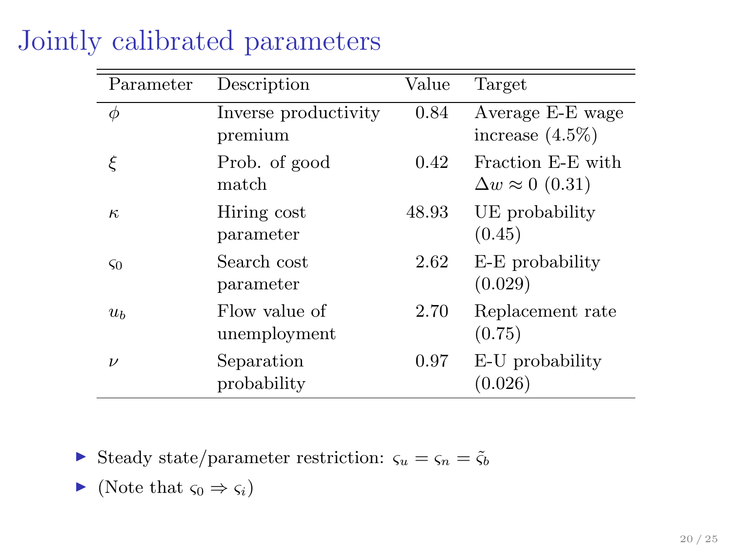# Jointly calibrated parameters

| Parameter | Description | Value | Target |
|---|---|---|---|
| $\phi$ | Inverse productivity premium | 0.84 | Average E-E wage increase (4.5%) |
| $\xi$ | Prob. of good match | 0.42 | Fraction E-E with $\Delta w \approx 0$ (0.31) |
| $\kappa$ | Hiring cost parameter | 48.93 | UE probability (0.45) |
| $\varsigma_0$ | Search cost parameter | 2.62 | E-E probability (0.029) |
| $u_b$ | Flow value of unemployment | 2.70 | Replacement rate (0.75) |
| $\nu$ | Separation probability | 0.97 | E-U probability (0.026) |

- Steady state/parameter restriction: $\varsigma_u = \varsigma_n = \tilde{\varsigma}_b$
- (Note that $\varsigma_0 \Rightarrow \varsigma_i$)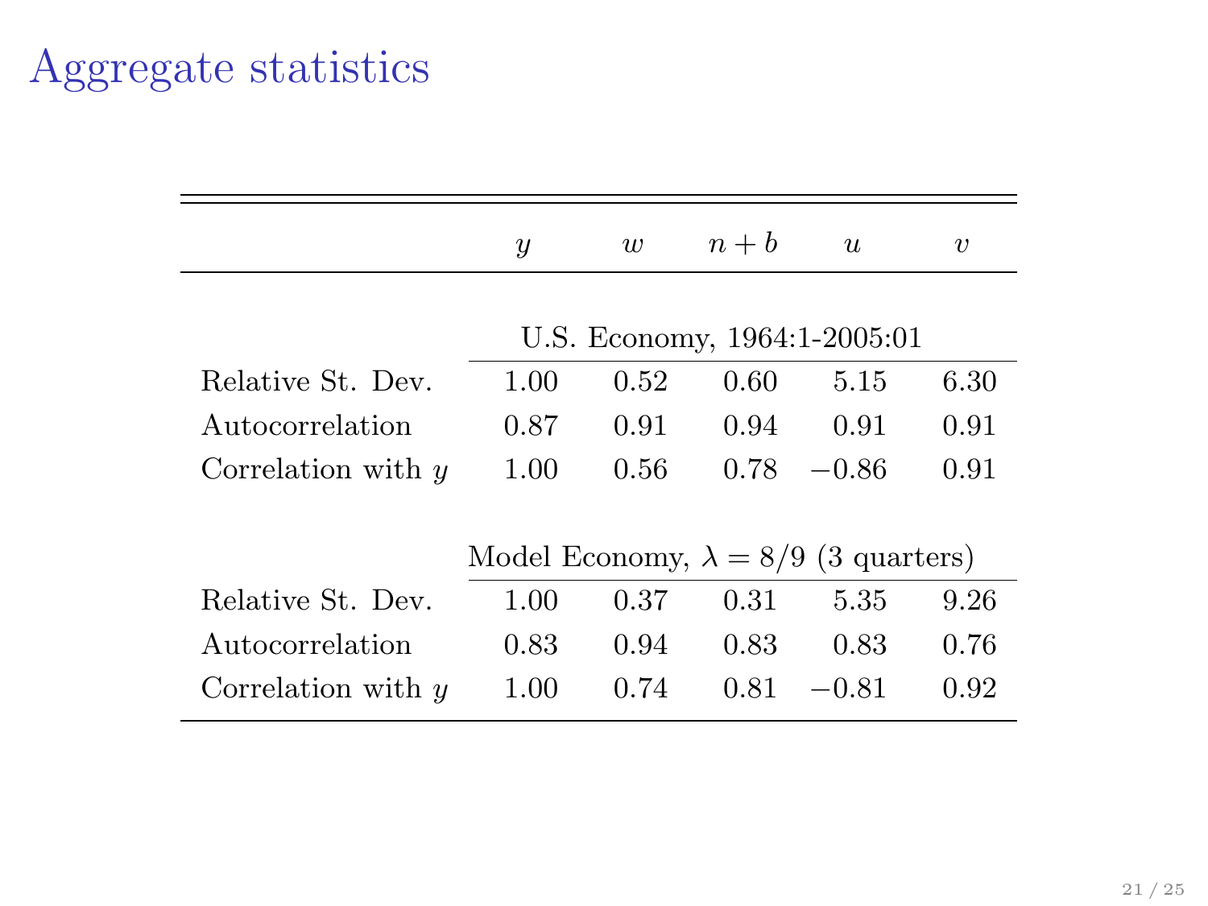# Aggregate statistics

|  | $y$ | $w$ | $n+b$ | $u$ | $v$ |
|---|---|---|---|---|---|
|  | U.S. Economy, 1964:1-2005:01 | | | | |
| Relative St. Dev. | 1.00 | 0.52 | 0.60 | 5.15 | 6.30 |
| Autocorrelation | 0.87 | 0.91 | 0.94 | 0.91 | 0.91 |
| Correlation with $y$ | 1.00 | 0.56 | 0.78 | $-0.86$ | 0.91 |
|  | Model Economy, $\lambda = 8/9$ (3 quarters) | | | | |
| Relative St. Dev. | 1.00 | 0.37 | 0.31 | 5.35 | 9.26 |
| Autocorrelation | 0.83 | 0.94 | 0.83 | 0.83 | 0.76 |
| Correlation with $y$ | 1.00 | 0.74 | 0.81 | $-0.81$ | 0.92 |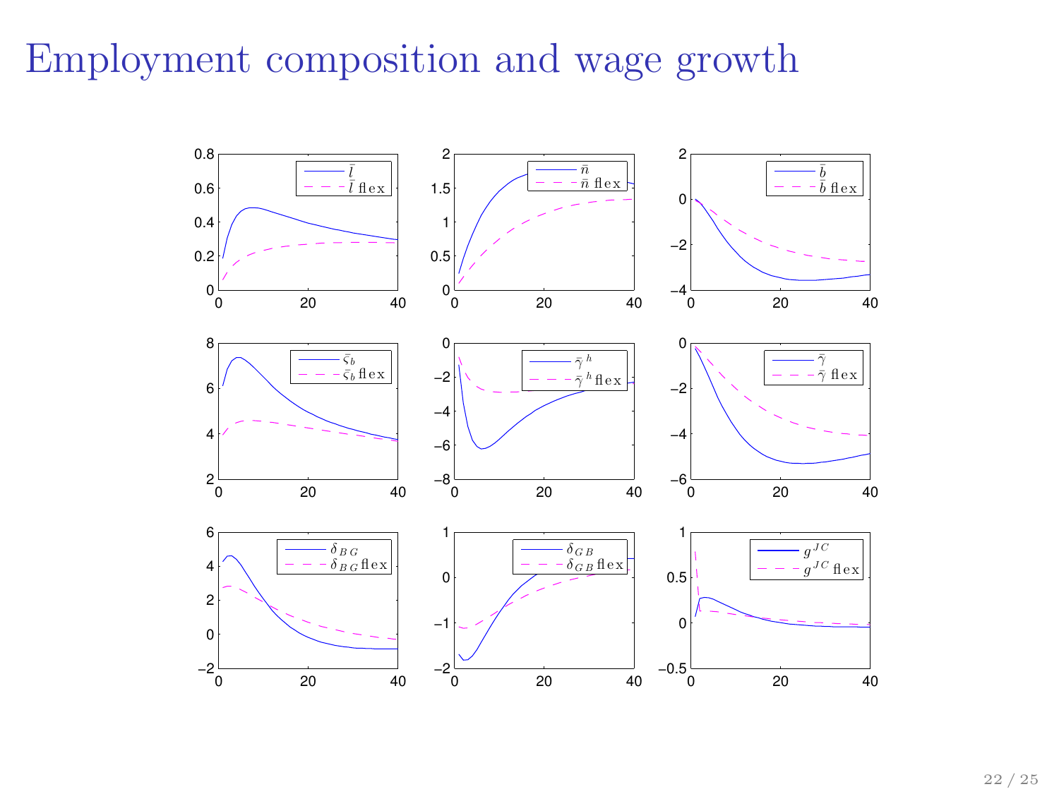# Employment composition and wage growth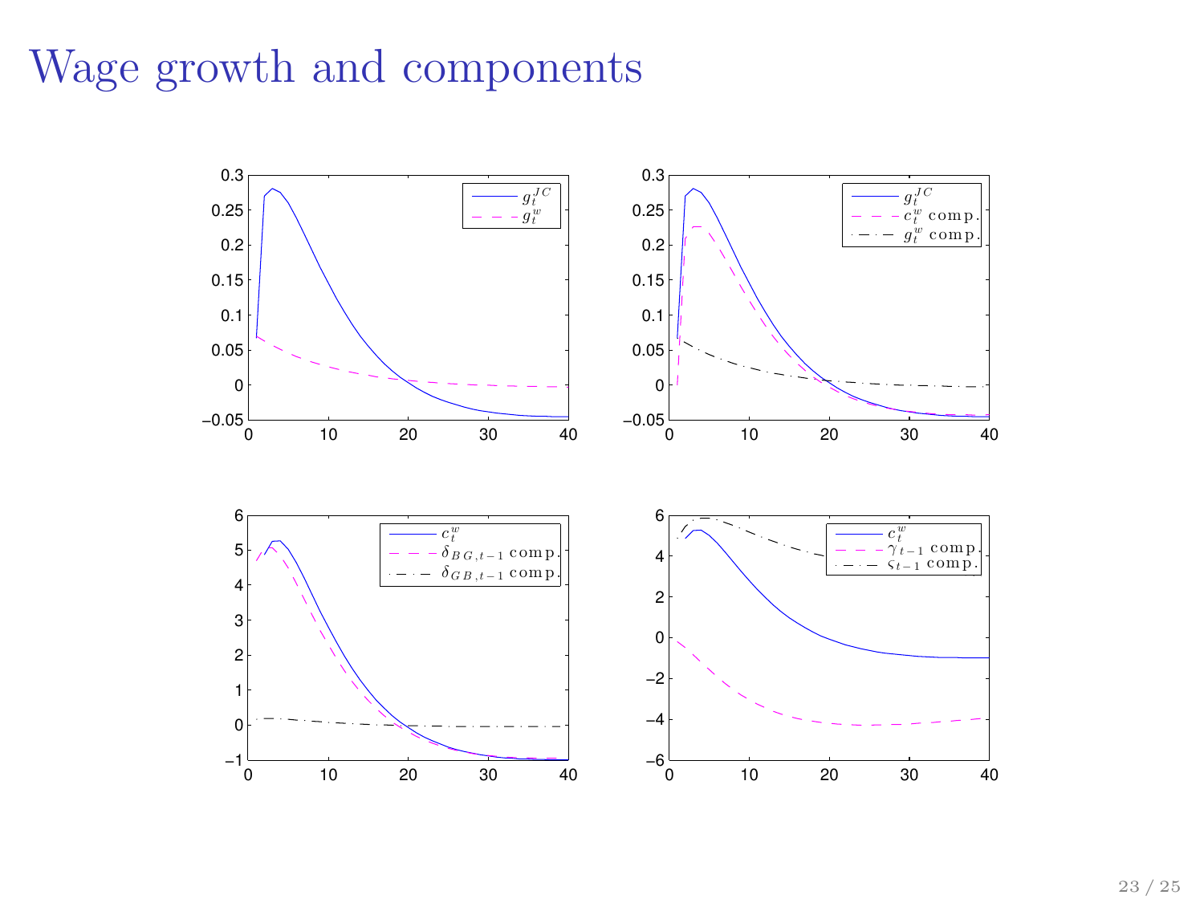# Wage growth and components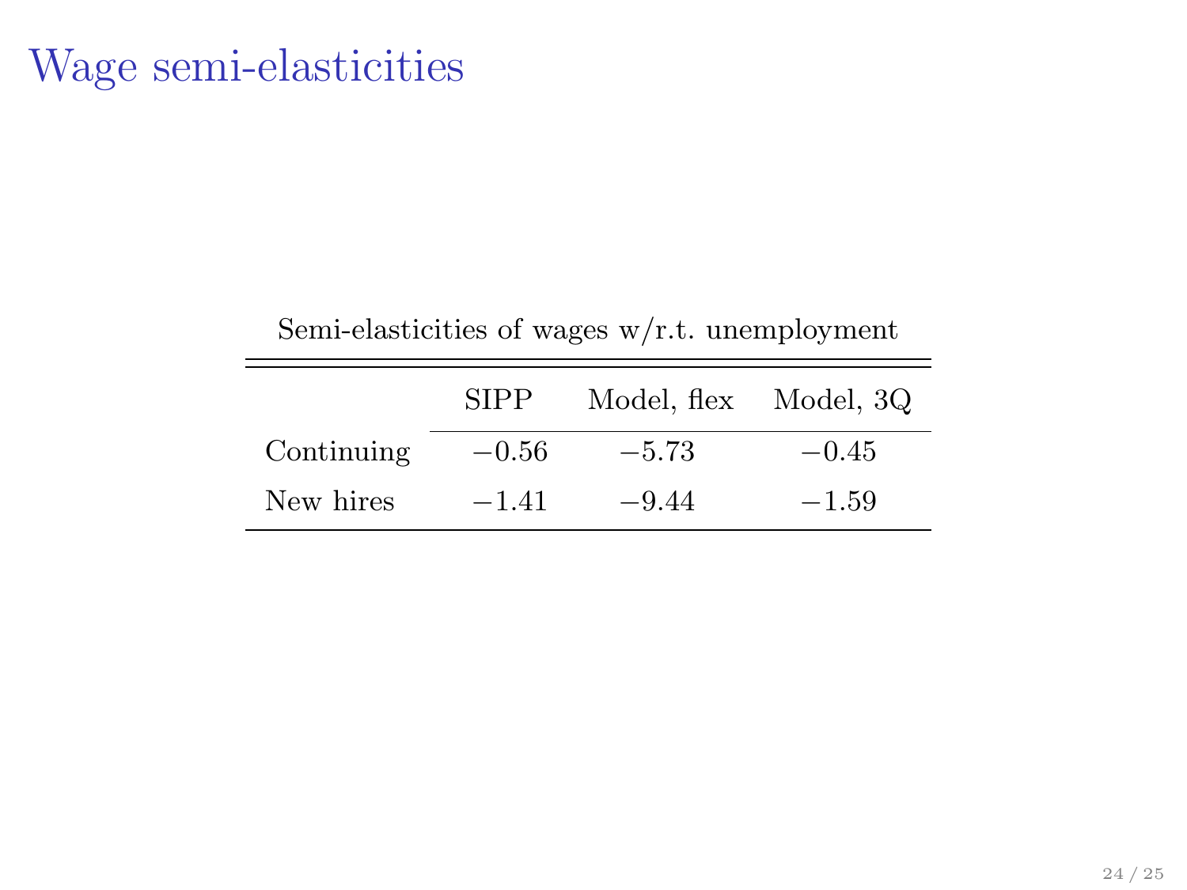# Wage semi-elasticities

Semi-elasticities of wages w/r.t. unemployment

| | SIPP | Model, flex | Model, 3Q |
|---|---|---|---|
| Continuing | $-0.56$ | $-5.73$ | $-0.45$ |
| New hires | $-1.41$ | $-9.44$ | $-1.59$ |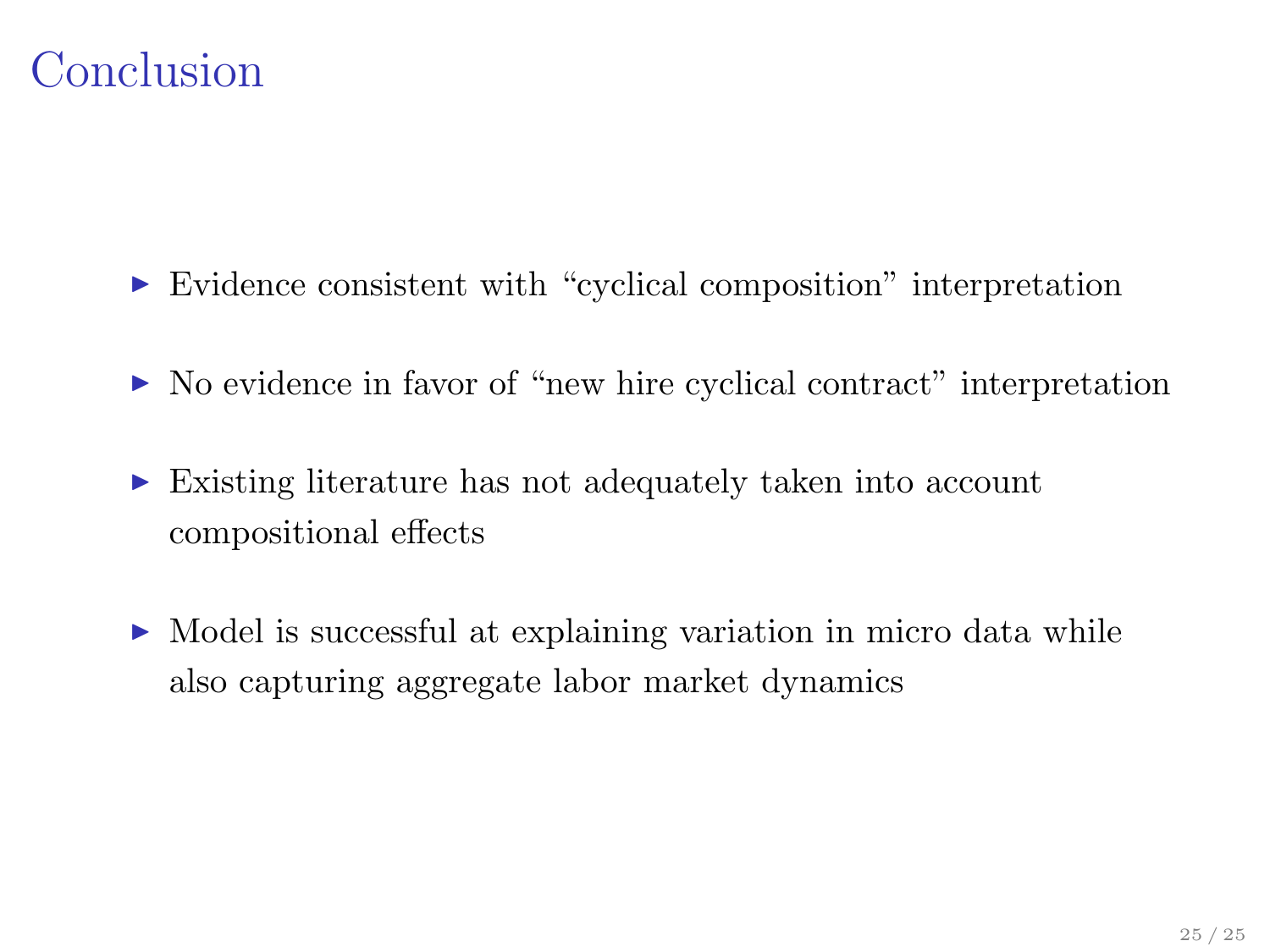# Conclusion

- Evidence consistent with “cyclical composition” interpretation
- No evidence in favor of “new hire cyclical contract” interpretation
- Existing literature has not adequately taken into account compositional effects
- Model is successful at explaining variation in micro data while also capturing aggregate labor market dynamics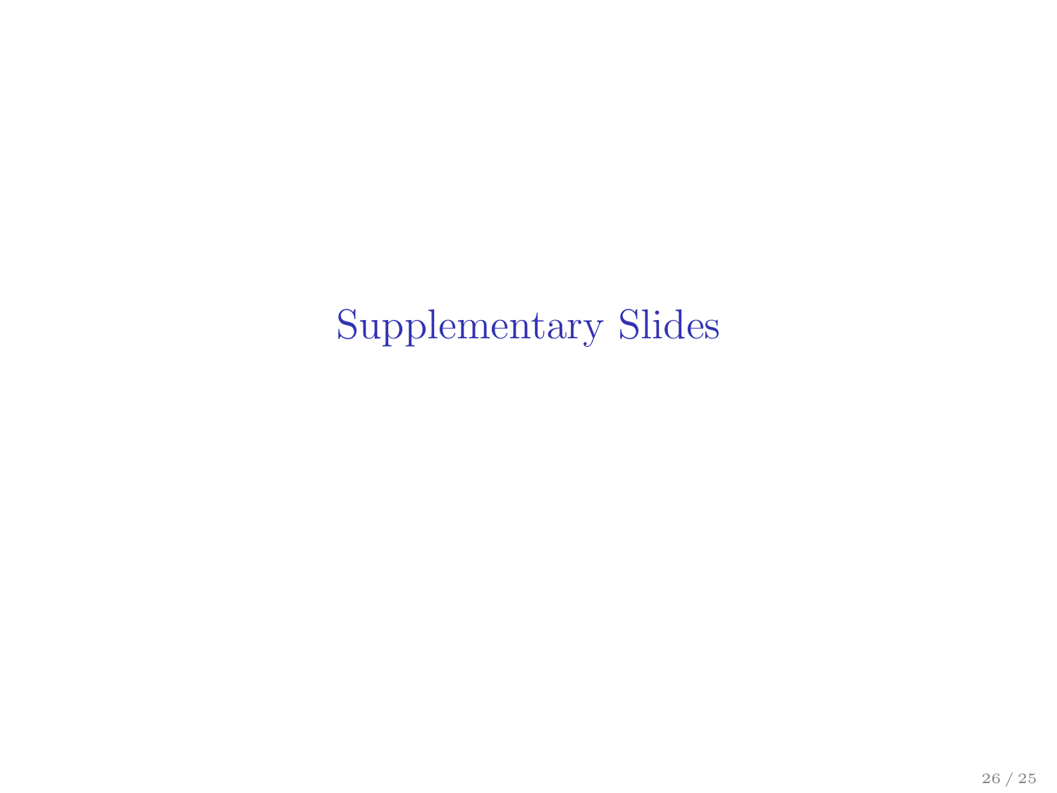# Supplementary Slides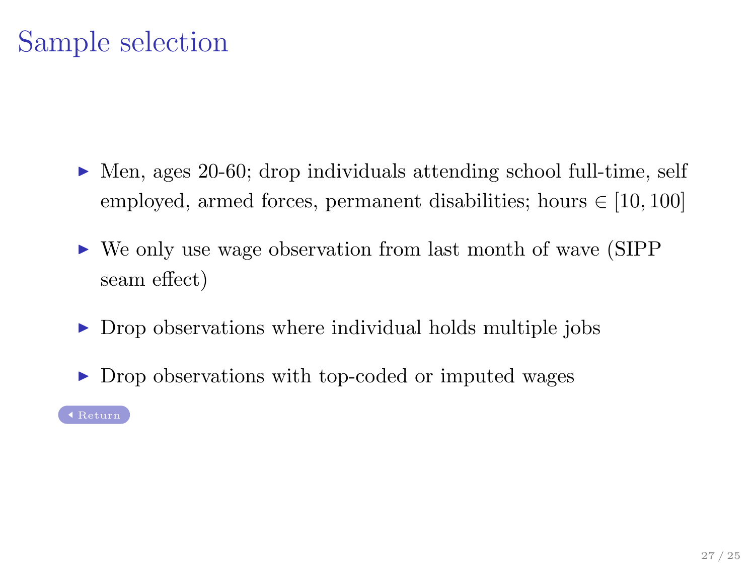# Sample selection

- Men, ages 20-60; drop individuals attending school full-time, self employed, armed forces, permanent disabilities; hours $\in [10, 100]$
- We only use wage observation from last month of wave (SIPP seam effect)
- Drop observations where individual holds multiple jobs
- Drop observations with top-coded or imputed wages

Return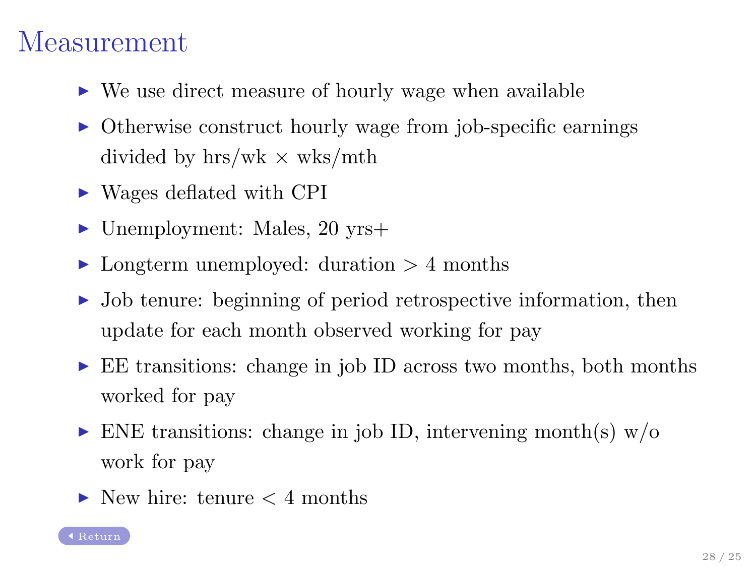# Measurement

- We use direct measure of hourly wage when available
- Otherwise construct hourly wage from job-specific earnings divided by hrs/wk $\times$ wks/mth
- Wages deflated with CPI
- Unemployment: Males, 20 yrs+
- Longterm unemployed: duration $>$ 4 months
- Job tenure: beginning of period retrospective information, then update for each month observed working for pay
- EE transitions: change in job ID across two months, both months worked for pay
- ENE transitions: change in job ID, intervening month(s) w/o work for pay
- New hire: tenure $<$ 4 months

Return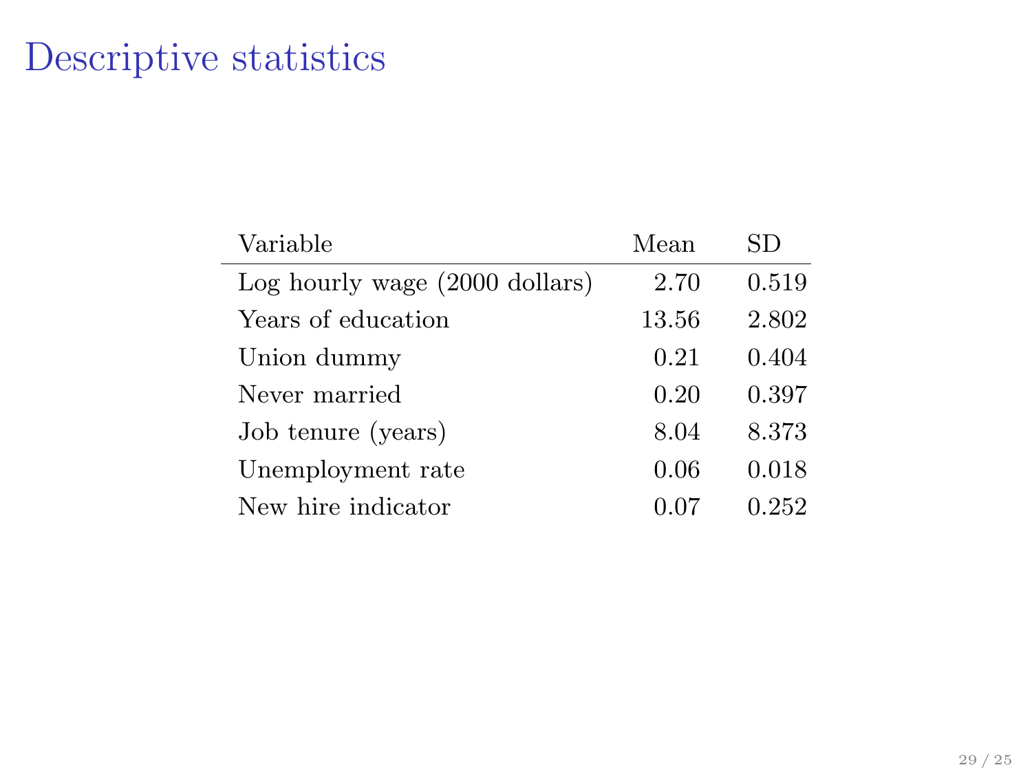# Descriptive statistics

| Variable | Mean | SD |
|---|---|---|
| Log hourly wage (2000 dollars) | 2.70 | 0.519 |
| Years of education | 13.56 | 2.802 |
| Union dummy | 0.21 | 0.404 |
| Never married | 0.20 | 0.397 |
| Job tenure (years) | 8.04 | 8.373 |
| Unemployment rate | 0.06 | 0.018 |
| New hire indicator | 0.07 | 0.252 |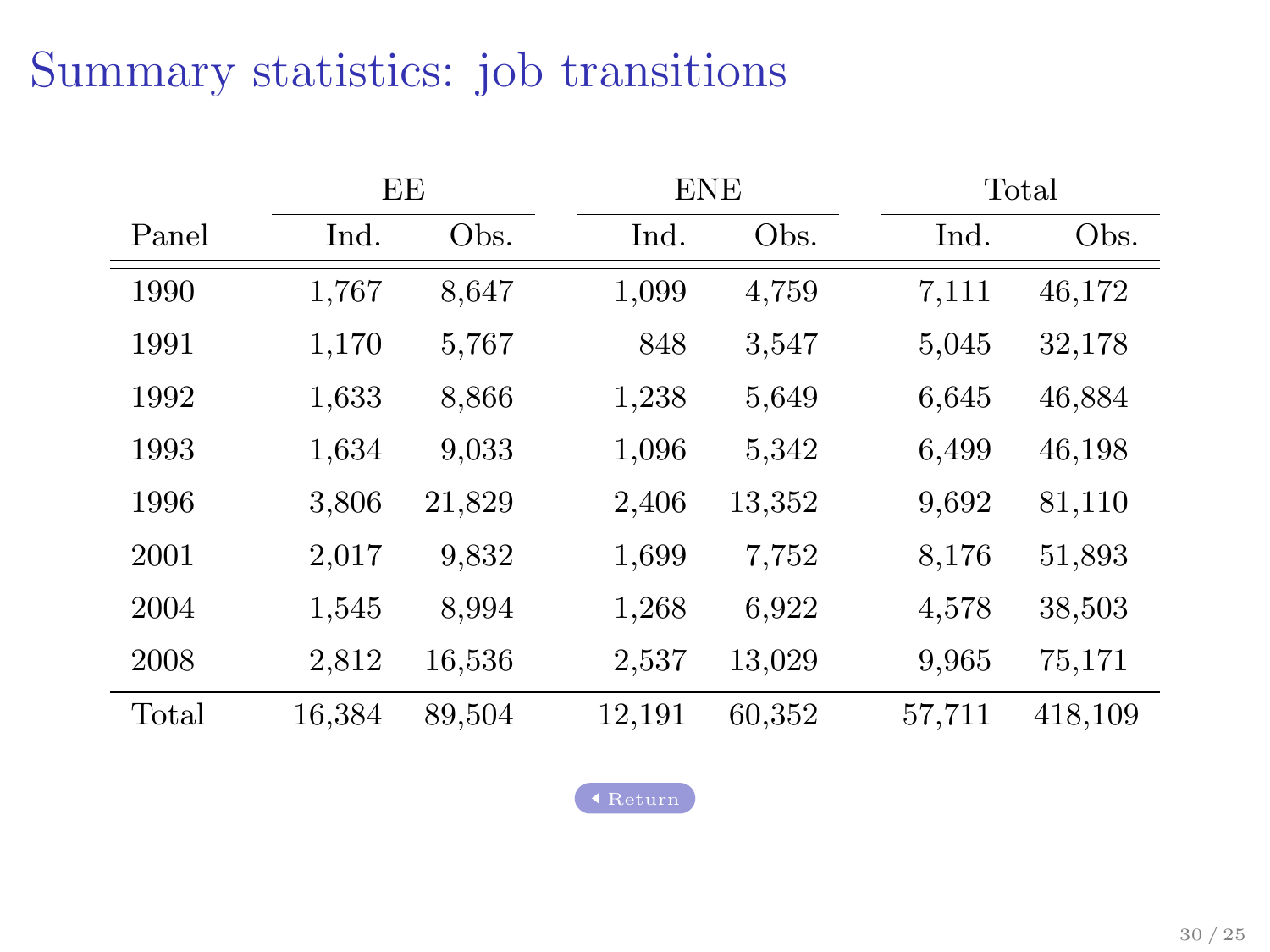# Summary statistics: job transitions

| | EE | | ENE | | Total | |
|---|---|---|---|---|---|---|
| Panel | Ind. | Obs. | Ind. | Obs. | Ind. | Obs. |
| 1990 | 1,767 | 8,647 | 1,099 | 4,759 | 7,111 | 46,172 |
| 1991 | 1,170 | 5,767 | 848 | 3,547 | 5,045 | 32,178 |
| 1992 | 1,633 | 8,866 | 1,238 | 5,649 | 6,645 | 46,884 |
| 1993 | 1,634 | 9,033 | 1,096 | 5,342 | 6,499 | 46,198 |
| 1996 | 3,806 | 21,829 | 2,406 | 13,352 | 9,692 | 81,110 |
| 2001 | 2,017 | 9,832 | 1,699 | 7,752 | 8,176 | 51,893 |
| 2004 | 1,545 | 8,994 | 1,268 | 6,922 | 4,578 | 38,503 |
| 2008 | 2,812 | 16,536 | 2,537 | 13,029 | 9,965 | 75,171 |
| Total | 16,384 | 89,504 | 12,191 | 60,352 | 57,711 | 418,109 |

Return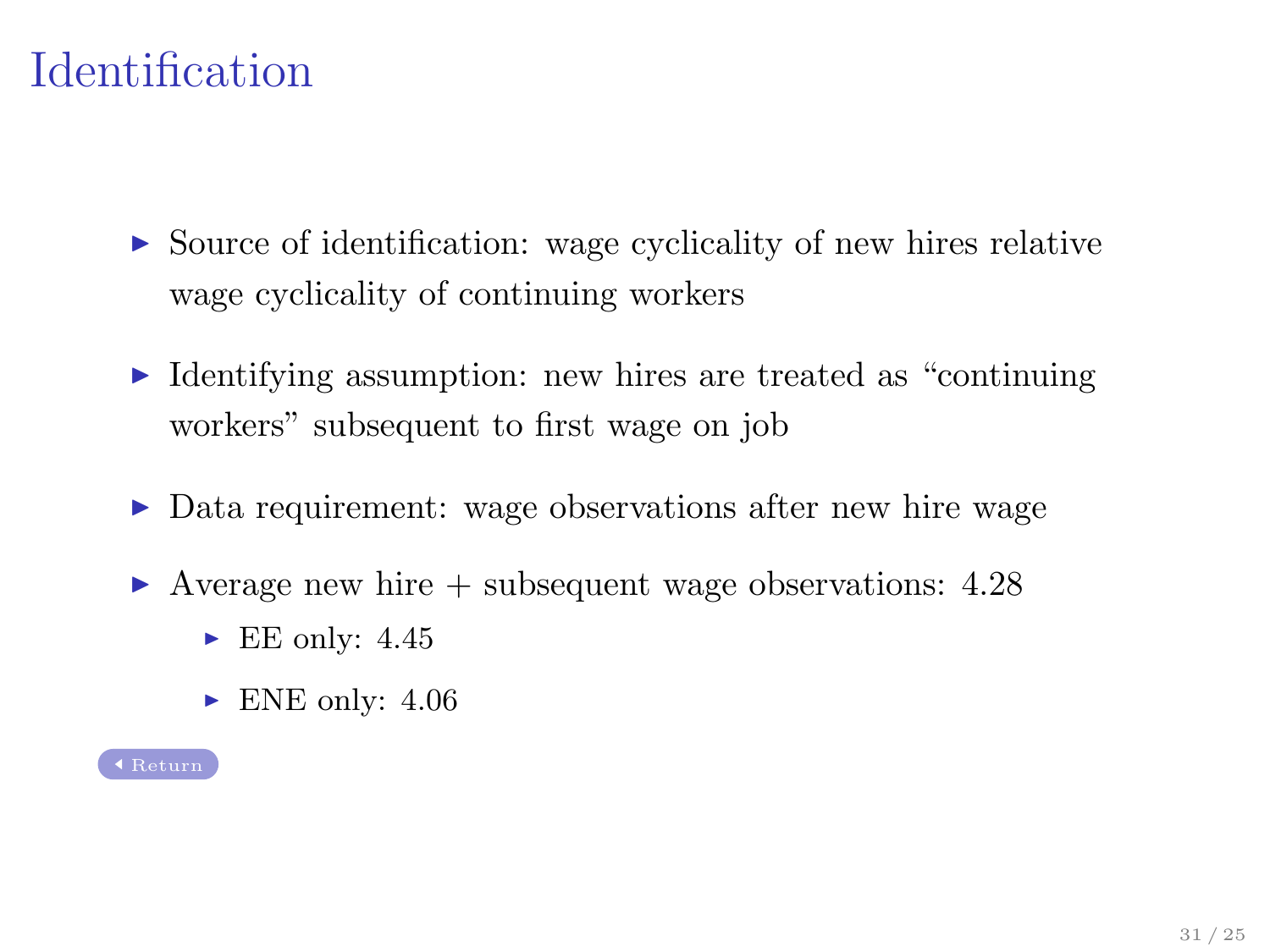# Identification

- Source of identification: wage cyclicality of new hires relative wage cyclicality of continuing workers
- Identifying assumption: new hires are treated as "continuing workers" subsequent to first wage on job
- Data requirement: wage observations after new hire wage
- Average new hire + subsequent wage observations: 4.28
  - EE only: 4.45
  - ENE only: 4.06

Return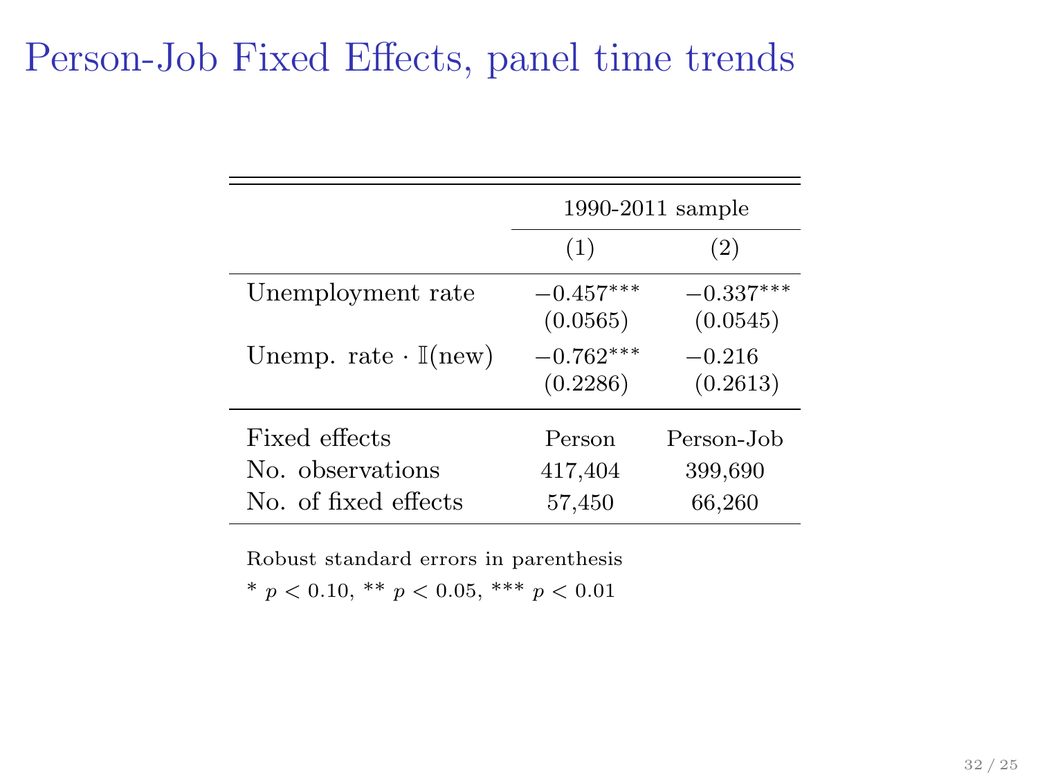# Person-Job Fixed Effects, panel time trends

| | 1990-2011 sample | |
|---|---|---|
| | (1) | (2) |
| Unemployment rate | $-0.457^{***}$ | $-0.337^{***}$ |
| | (0.0565) | (0.0545) |
| Unemp. rate $\cdot\ \mathbb{I}(\text{new})$ | $-0.762^{***}$ | $-0.216$ |
| | (0.2286) | (0.2613) |
| Fixed effects | Person | Person-Job |
| No. observations | 417,404 | 399,690 |
| No. of fixed effects | 57,450 | 66,260 |

Robust standard errors in parenthesis

* $p < 0.10$, ** $p < 0.05$, *** $p < 0.01$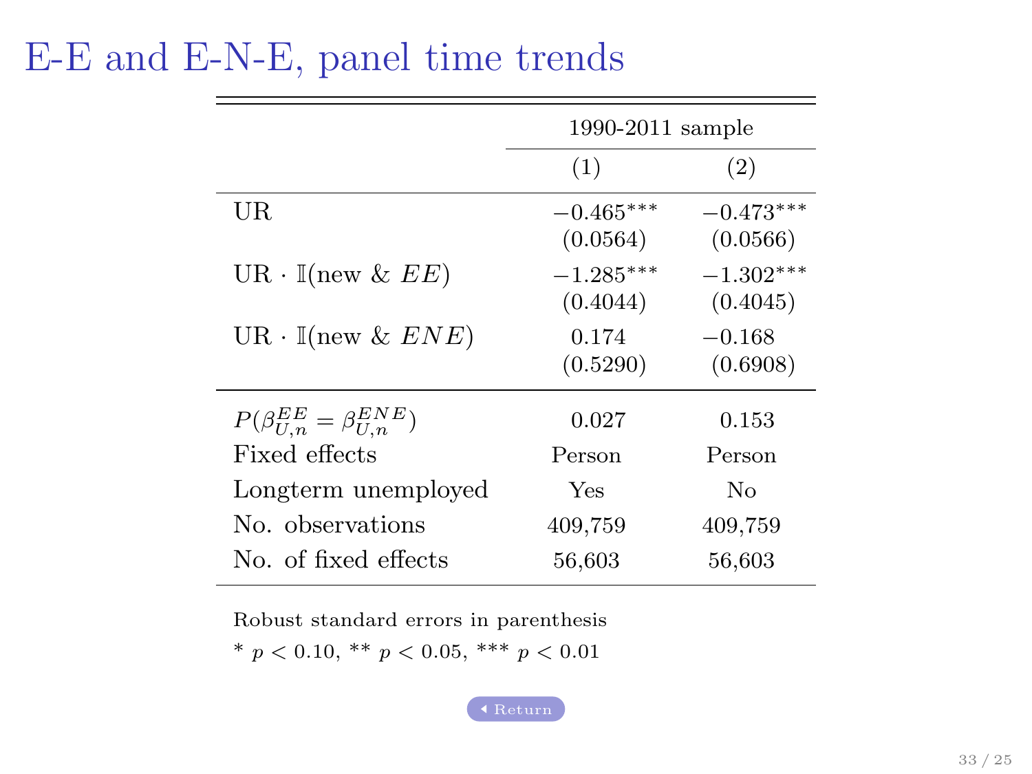# E-E and E-N-E, panel time trends

| | 1990-2011 sample | |
|---|---|---|
| | (1) | (2) |
| UR | $-0.465^{***}$ | $-0.473^{***}$ |
| | (0.0564) | (0.0566) |
| UR $\cdot$ $\mathbb{I}$(new & $EE$) | $-1.285^{***}$ | $-1.302^{***}$ |
| | (0.4044) | (0.4045) |
| UR $\cdot$ $\mathbb{I}$(new & $ENE$) | 0.174 | $-0.168$ |
| | (0.5290) | (0.6908) |
| $P(\beta^{EE}_{U,n} = \beta^{ENE}_{U,n})$ | 0.027 | 0.153 |
| Fixed effects | Person | Person |
| Longterm unemployed | Yes | No |
| No. observations | 409,759 | 409,759 |
| No. of fixed effects | 56,603 | 56,603 |

Robust standard errors in parenthesis

* $p < 0.10$, ** $p < 0.05$, *** $p < 0.01$

Return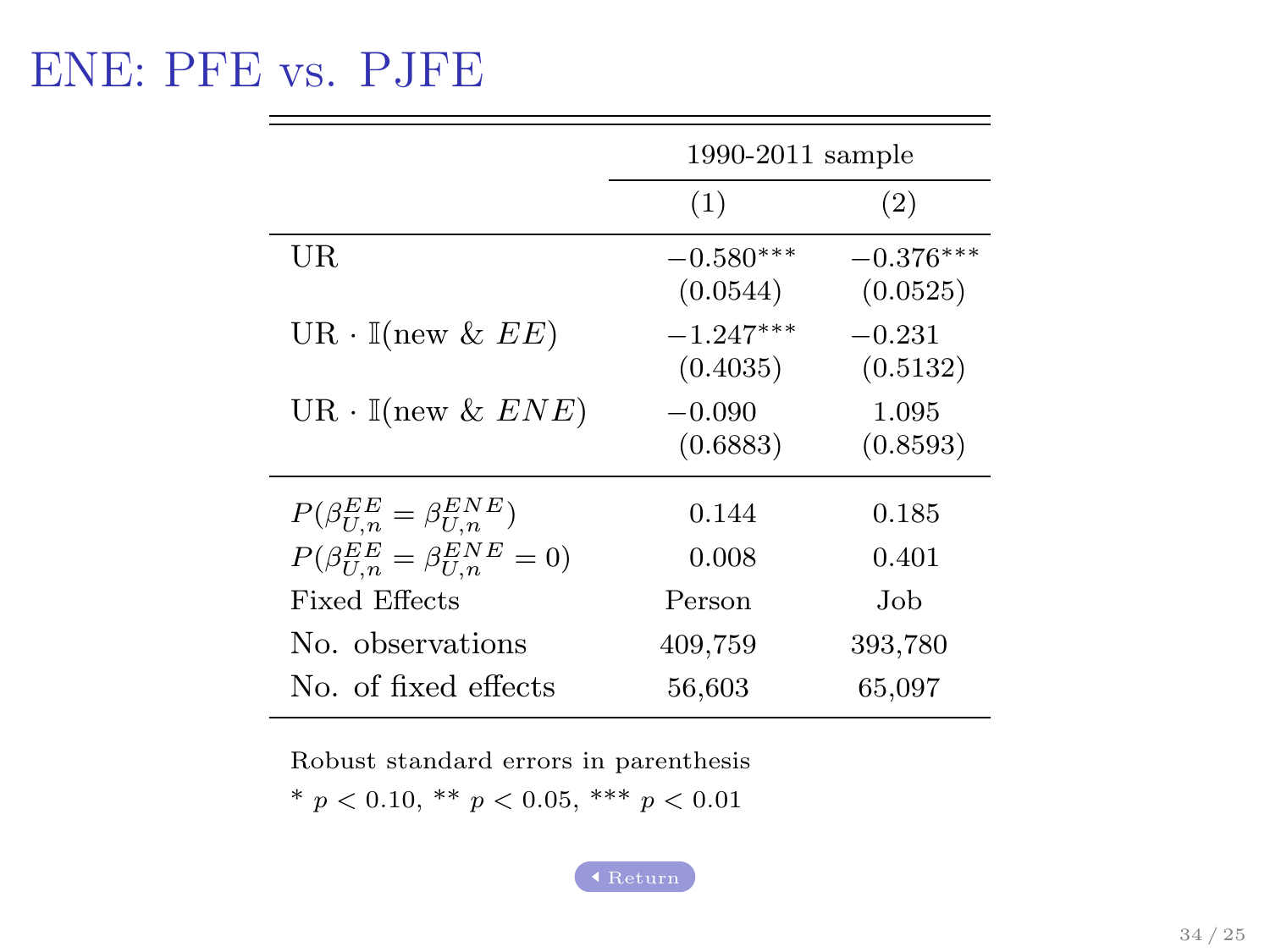# ENE: PFE vs. PJFE

| | 1990-2011 sample | |
|---|---|---|
| | (1) | (2) |
| UR | $-0.580^{***}$ | $-0.376^{***}$ |
| | (0.0544) | (0.0525) |
| UR $\cdot$ $\mathbb{I}$(new & $EE$) | $-1.247^{***}$ | $-0.231$ |
| | (0.4035) | (0.5132) |
| UR $\cdot$ $\mathbb{I}$(new & $ENE$) | $-0.090$ | 1.095 |
| | (0.6883) | (0.8593) |
| $P(\beta_{U,n}^{EE} = \beta_{U,n}^{ENE})$ | 0.144 | 0.185 |
| $P(\beta_{U,n}^{EE} = \beta_{U,n}^{ENE} = 0)$ | 0.008 | 0.401 |
| Fixed Effects | Person | Job |
| No. observations | 409,759 | 393,780 |
| No. of fixed effects | 56,603 | 65,097 |

Robust standard errors in parenthesis

* $p < 0.10$, ** $p < 0.05$, *** $p < 0.01$

Return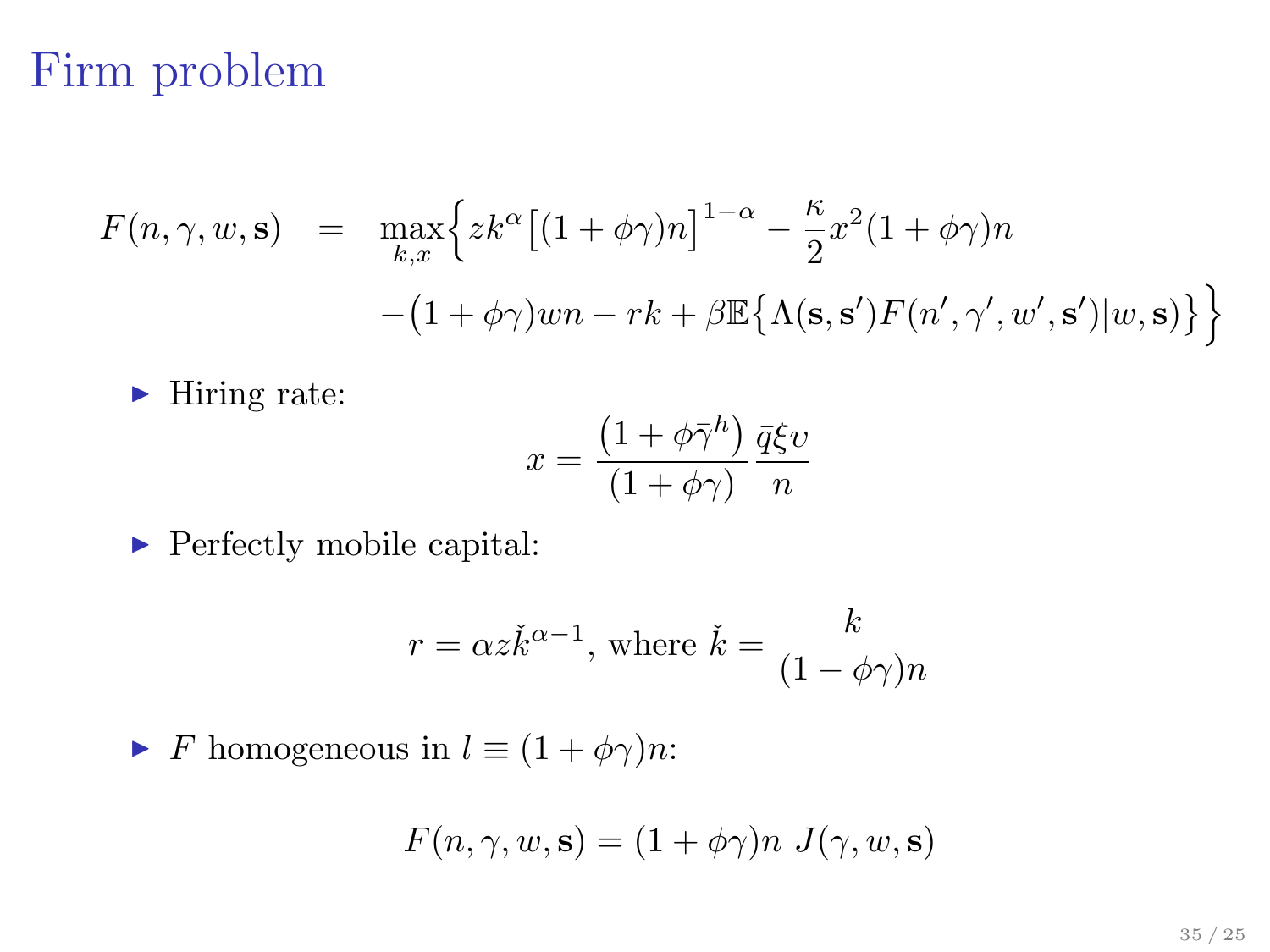# Firm problem

$$
\begin{aligned}
F(n, \gamma, w, \mathbf{s}) \quad &= \quad \max_{k,x} \Big\{ z k^{\alpha} \big[(1+\phi\gamma)n\big]^{1-\alpha} - \frac{\kappa}{2} x^2 (1+\phi\gamma) n \\
&\quad - \big(1+\phi\gamma\big) w n - r k + \beta \mathbb{E}\big\{ \Lambda(\mathbf{s}, \mathbf{s}') F(n', \gamma', w', \mathbf{s}') | w, \mathbf{s} \big\} \Big\}
\end{aligned}
$$

- Hiring rate:

$$
x = \frac{\left(1 + \phi \bar{\gamma}^h\right)}{(1+\phi\gamma)} \frac{\bar{q}\xi\upsilon}{n}
$$

- Perfectly mobile capital:

$$
r = \alpha z \check{k}^{\alpha - 1}, \text{ where } \check{k} = \frac{k}{(1-\phi\gamma)n}
$$

- $F$ homogeneous in $l \equiv (1+\phi\gamma)n$:

$$
F(n, \gamma, w, \mathbf{s}) = (1+\phi\gamma)n \ J(\gamma, w, \mathbf{s})
$$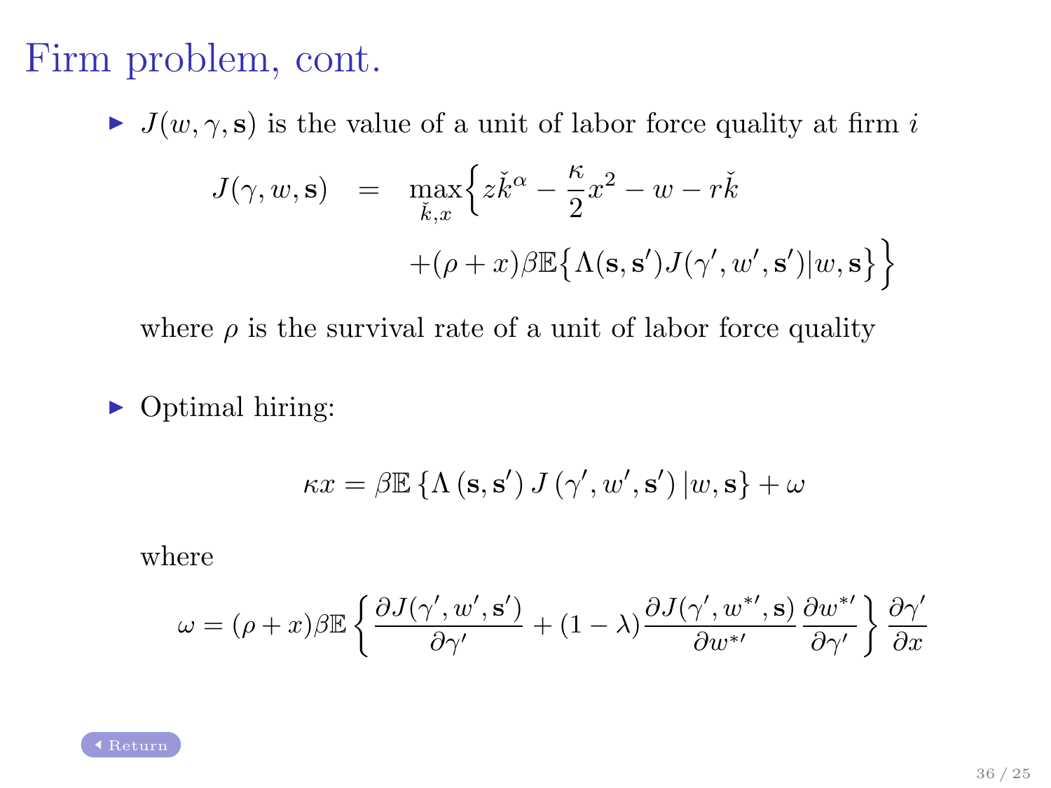# Firm problem, cont.

- $J(w, \gamma, \mathbf{s})$ is the value of a unit of labor force quality at firm $i$

$$
\begin{aligned}
J(\gamma, w, \mathbf{s}) \quad = \quad & \max_{\check{k}, x} \Big\{ z\check{k}^{\alpha} - \frac{\kappa}{2}x^2 - w - r\check{k} \\
& + (\rho + x)\beta \mathbb{E}\big\{ \Lambda(\mathbf{s}, \mathbf{s}') J(\gamma', w', \mathbf{s}') | w, \mathbf{s} \big\} \Big\}
\end{aligned}
$$

where $\rho$ is the survival rate of a unit of labor force quality

- Optimal hiring:

$$
\kappa x = \beta \mathbb{E} \left\{ \Lambda \left( \mathbf{s}, \mathbf{s}' \right) J \left( \gamma', w', \mathbf{s}' \right) | w, \mathbf{s} \right\} + \omega
$$

where

$$
\omega = (\rho + x)\beta \mathbb{E} \left\{ \frac{\partial J(\gamma', w', \mathbf{s}')}{\partial \gamma'} + (1 - \lambda) \frac{\partial J(\gamma', w^{*\prime}, \mathbf{s})}{\partial w^{*\prime}} \frac{\partial w^{*\prime}}{\partial \gamma'} \right\} \frac{\partial \gamma'}{\partial x}
$$

Return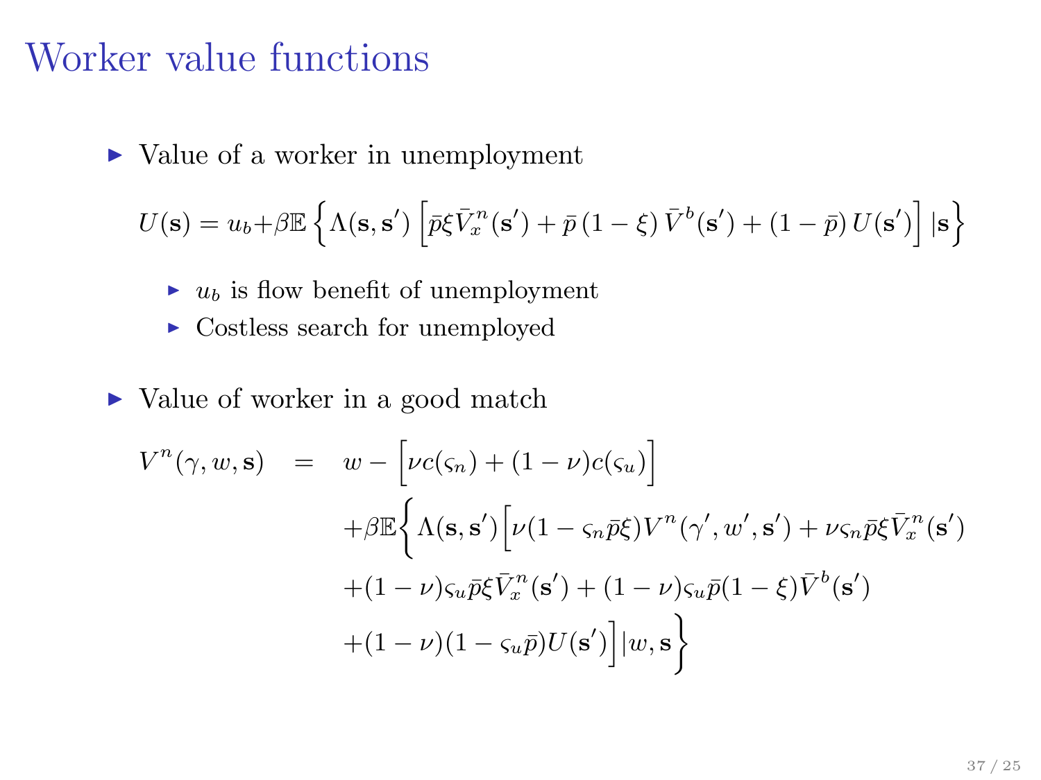# Worker value functions

- Value of a worker in unemployment

$$U(\mathbf{s}) = u_b + \beta \mathbb{E}\left\{\Lambda(\mathbf{s},\mathbf{s}')\left[\bar{p}\xi \bar{V}_x^n(\mathbf{s}') + \bar{p}\left(1-\xi\right)\bar{V}^b(\mathbf{s}') + \left(1-\bar{p}\right)U(\mathbf{s}')\right]|\mathbf{s}\right\}$$

  - $u_b$ is flow benefit of unemployment
  - Costless search for unemployed

- Value of worker in a good match

$$\begin{aligned}
V^n(\gamma, w, \mathbf{s}) \quad = \quad & w - \Big[\nu c(\varsigma_n) + (1-\nu)c(\varsigma_u)\Big] \\
& + \beta \mathbb{E}\Big\{\Lambda(\mathbf{s},\mathbf{s}')\Big[\nu(1-\varsigma_n\bar{p}\xi)V^n(\gamma', w', \mathbf{s}') + \nu\varsigma_n\bar{p}\xi\bar{V}_x^n(\mathbf{s}') \\
& + (1-\nu)\varsigma_u\bar{p}\xi\bar{V}_x^n(\mathbf{s}') + (1-\nu)\varsigma_u\bar{p}(1-\xi)\bar{V}^b(\mathbf{s}') \\
& + (1-\nu)(1-\varsigma_u\bar{p})U(\mathbf{s}')\Big]|w, \mathbf{s}\Big\}
\end{aligned}$$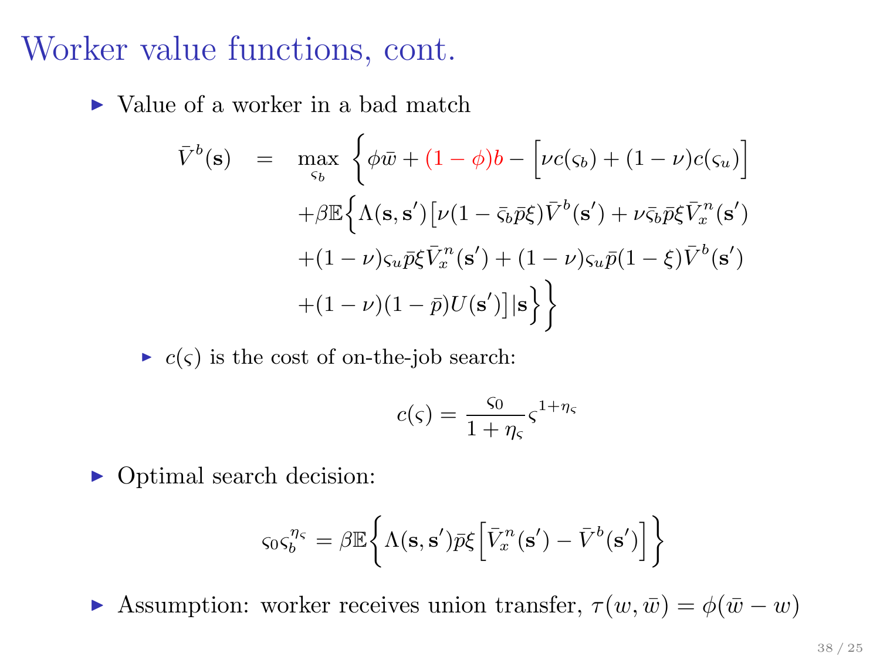# Worker value functions, cont.

- Value of a worker in a bad match

$$
\begin{aligned}
\bar{V}^b(\mathbf{s}) \quad = \quad & \max_{\varsigma_b} \Big\{ \phi\bar{w} + (1-\phi)b - \Big[\nu c(\varsigma_b) + (1-\nu)c(\varsigma_u)\Big] \\
& + \beta\mathbb{E}\Big\{\Lambda(\mathbf{s},\mathbf{s}')\big[\nu(1-\bar{\varsigma}_b\bar{p}\xi)\bar{V}^b(\mathbf{s}') + \nu\bar{\varsigma}_b\bar{p}\xi\bar{V}^n_x(\mathbf{s}') \\
& + (1-\nu)\varsigma_u\bar{p}\xi\bar{V}^n_x(\mathbf{s}') + (1-\nu)\varsigma_u\bar{p}(1-\xi)\bar{V}^b(\mathbf{s}') \\
& + (1-\nu)(1-\bar{p})U(\mathbf{s}')\big]|\mathbf{s}\Big\}\Big\}
\end{aligned}
$$

  - $c(\varsigma)$ is the cost of on-the-job search:

$$
c(\varsigma) = \frac{\varsigma_0}{1+\eta_\varsigma}\varsigma^{1+\eta_\varsigma}
$$

- Optimal search decision:

$$
\varsigma_0\varsigma_b^{\eta_\varsigma} = \beta\mathbb{E}\Big\{\Lambda(\mathbf{s},\mathbf{s}')\bar{p}\xi\Big[\bar{V}^n_x(\mathbf{s}') - \bar{V}^b(\mathbf{s}')\Big]\Big\}
$$

- Assumption: worker receives union transfer, $\tau(w,\bar{w}) = \phi(\bar{w} - w)$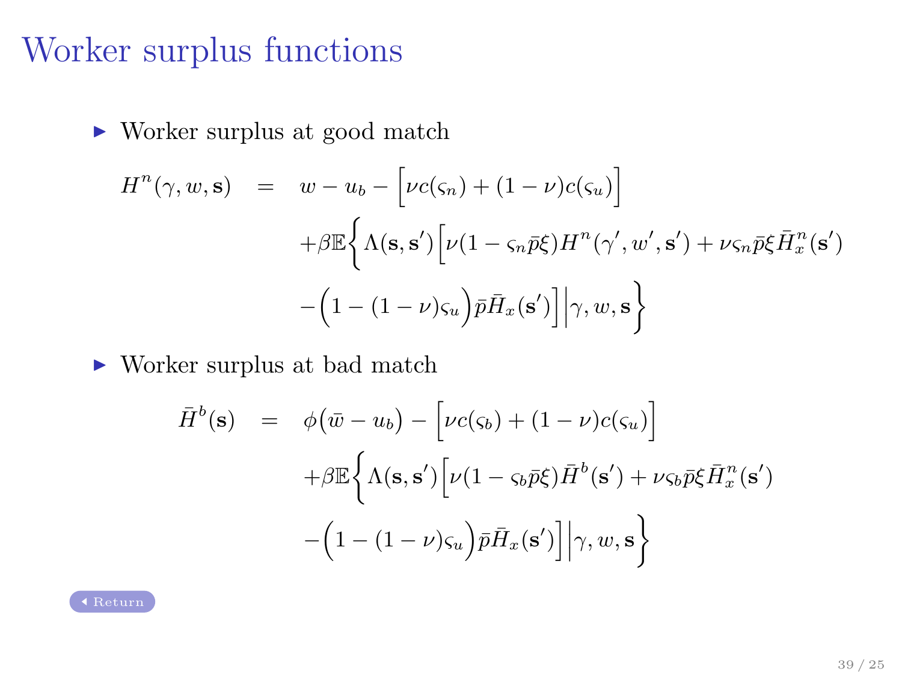# Worker surplus functions

- Worker surplus at good match

$$
\begin{aligned}
H^n(\gamma, w, \mathbf{s}) \quad &= \quad w - u_b - \Big[\nu c(\varsigma_n) + (1-\nu) c(\varsigma_u)\Big] \\
&\quad + \beta \mathbb{E}\Big\{ \Lambda(\mathbf{s}, \mathbf{s}') \Big[ \nu(1 - \varsigma_n \bar{p}\xi) H^n(\gamma', w', \mathbf{s}') + \nu \varsigma_n \bar{p} \xi \bar{H}^n_x(\mathbf{s}') \\
&\quad - \Big(1 - (1-\nu)\varsigma_u\Big) \bar{p} \bar{H}_x(\mathbf{s}') \Big] \Big| \gamma, w, \mathbf{s} \Big\}
\end{aligned}
$$

- Worker surplus at bad match

$$
\begin{aligned}
\bar{H}^b(\mathbf{s}) \quad &= \quad \phi\big(\bar{w} - u_b\big) - \Big[\nu c(\varsigma_b) + (1-\nu) c(\varsigma_u)\Big] \\
&\quad + \beta \mathbb{E}\Big\{ \Lambda(\mathbf{s}, \mathbf{s}') \Big[ \nu(1 - \varsigma_b \bar{p}\xi) \bar{H}^b(\mathbf{s}') + \nu \varsigma_b \bar{p} \xi \bar{H}^n_x(\mathbf{s}') \\
&\quad - \Big(1 - (1-\nu)\varsigma_u\Big) \bar{p} \bar{H}_x(\mathbf{s}') \Big] \Big| \gamma, w, \mathbf{s} \Big\}
\end{aligned}
$$

Return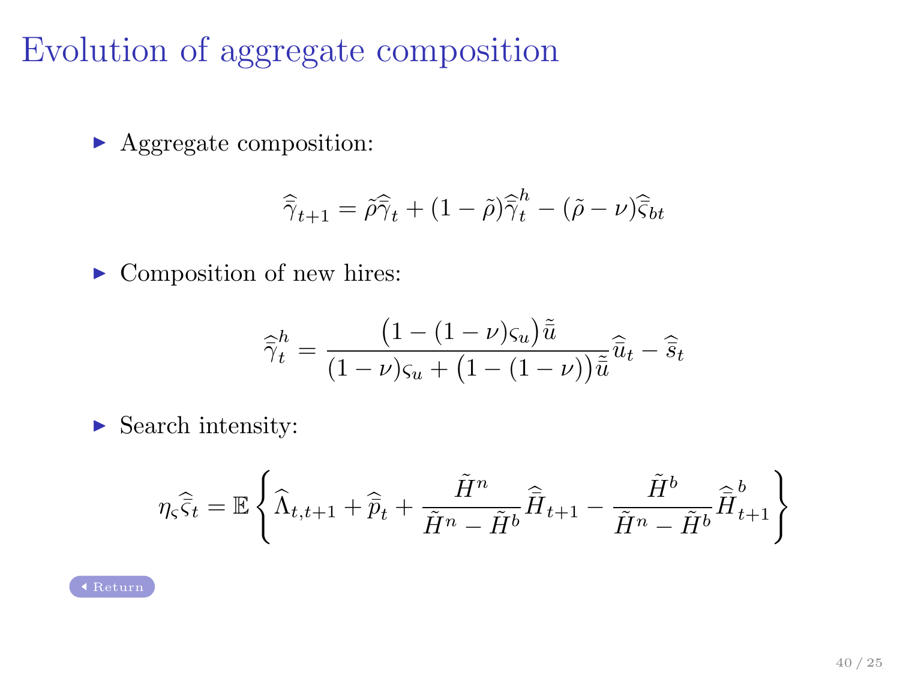# Evolution of aggregate composition

- Aggregate composition:

$$\widehat{\bar{\gamma}}_{t+1} = \tilde{\rho}\widehat{\bar{\gamma}}_t + (1-\tilde{\rho})\widehat{\bar{\gamma}}^h_t - (\tilde{\rho}-\nu)\widehat{\bar{\varsigma}}_{bt}$$

- Composition of new hires:

$$\widehat{\bar{\gamma}}^h_t = \frac{\big(1-(1-\nu)\varsigma_u\big)\tilde{\bar{u}}}{(1-\nu)\varsigma_u + \big(1-(1-\nu)\big)\tilde{\bar{u}}}\widehat{\bar{u}}_t - \widehat{\bar{s}}_t$$

- Search intensity:

$$\eta_\varsigma \widehat{\bar{\varsigma}}_t = \mathbb{E}\left\{\widehat{\Lambda}_{t,t+1} + \widehat{\bar{p}}_t + \frac{\tilde{H}^n}{\tilde{H}^n - \tilde{H}^b}\widehat{\bar{H}}_{t+1} - \frac{\tilde{H}^b}{\tilde{H}^n - \tilde{H}^b}\widehat{\bar{H}}^b_{t+1}\right\}$$

Return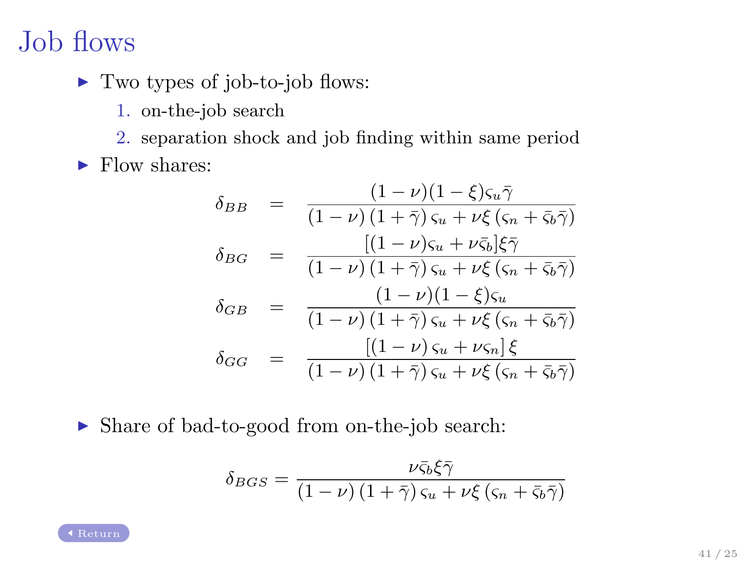# Job flows

- Two types of job-to-job flows:
  1. on-the-job search
  2. separation shock and job finding within same period
- Flow shares:

$$
\begin{aligned}
\delta_{BB} &= \frac{(1-\nu)(1-\xi)\varsigma_u\bar{\gamma}}{(1-\nu)\left(1+\bar{\gamma}\right)\varsigma_u + \nu\xi\left(\varsigma_n + \bar{\varsigma}_b\bar{\gamma}\right)} \\
\delta_{BG} &= \frac{[(1-\nu)\varsigma_u + \nu\bar{\varsigma}_b]\xi\bar{\gamma}}{(1-\nu)\left(1+\bar{\gamma}\right)\varsigma_u + \nu\xi\left(\varsigma_n + \bar{\varsigma}_b\bar{\gamma}\right)} \\
\delta_{GB} &= \frac{(1-\nu)(1-\xi)\varsigma_u}{(1-\nu)\left(1+\bar{\gamma}\right)\varsigma_u + \nu\xi\left(\varsigma_n + \bar{\varsigma}_b\bar{\gamma}\right)} \\
\delta_{GG} &= \frac{\left[(1-\nu)\,\varsigma_u + \nu\varsigma_n\right]\xi}{(1-\nu)\left(1+\bar{\gamma}\right)\varsigma_u + \nu\xi\left(\varsigma_n + \bar{\varsigma}_b\bar{\gamma}\right)}
\end{aligned}
$$

- Share of bad-to-good from on-the-job search:

$$
\delta_{BGS} = \frac{\nu\bar{\varsigma}_b\xi\bar{\gamma}}{(1-\nu)\left(1+\bar{\gamma}\right)\varsigma_u + \nu\xi\left(\varsigma_n + \bar{\varsigma}_b\bar{\gamma}\right)}
$$

Return